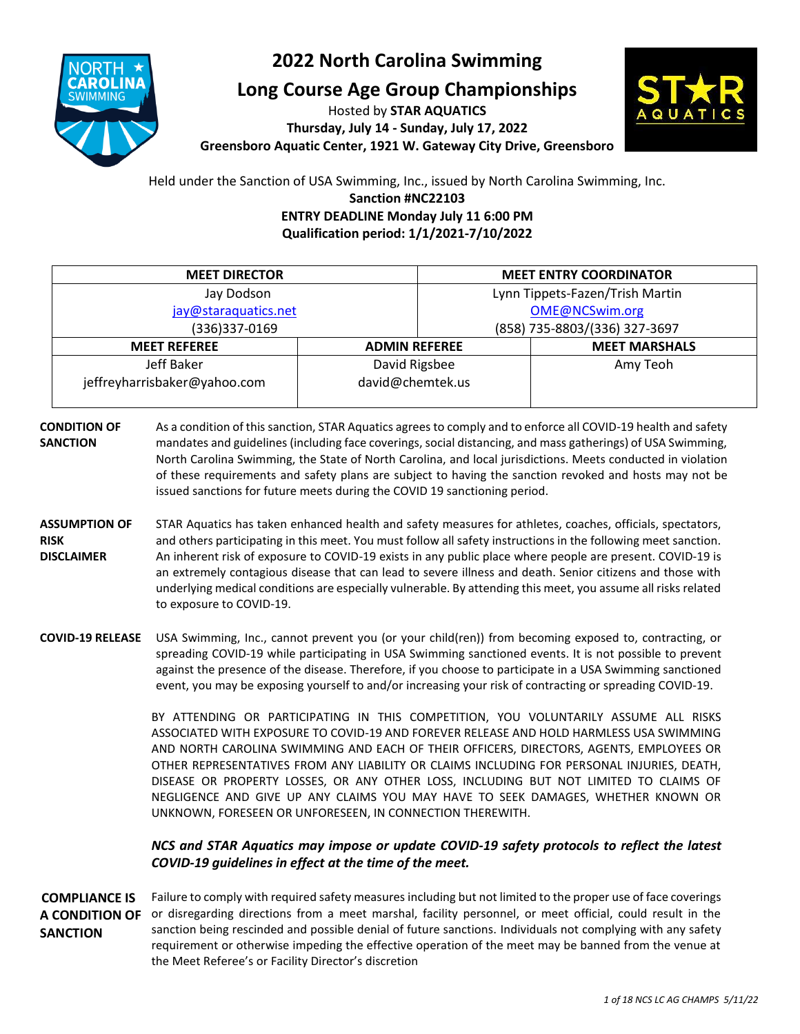# 2022 North Carolina Swimming

## Long Course Age Group Championships

Hosted by **STAR AQUATICS**

**Thursday, July 14 - Sunday, July 17, 2022**

**Greensboro Aquatic Center, 1921 W. Gateway City Drive, Greensboro**

Held under the Sanction of USA Swimming, Inc., issued by North Carolina Swimming, Inc.

**Sanction #NC22103**

**ENTRY DEADLINE Monday July 11 6:00 PM**

**Qualification period: 1/1/2021-7/10/2022**

| MEET DIRECTOR | | MEET ENTRY COORDINATOR |
|---|---|---|
| Jay Dodson<br>jay@staraquatics.net<br>(336)337-0169 | | Lynn Tippets-Fazen/Trish Martin<br>OME@NCSwim.org<br>(858) 735-8803/(336) 327-3697 |
| **MEET REFEREE** | **ADMIN REFEREE** | **MEET MARSHALS** |
| Jeff Baker<br>jeffreyharrisbaker@yahoo.com | David Rigsbee<br>david@chemtek.us | Amy Teoh |

**CONDITION OF SANCTION**

As a condition of this sanction, STAR Aquatics agrees to comply and to enforce all COVID-19 health and safety mandates and guidelines (including face coverings, social distancing, and mass gatherings) of USA Swimming, North Carolina Swimming, the State of North Carolina, and local jurisdictions. Meets conducted in violation of these requirements and safety plans are subject to having the sanction revoked and hosts may not be issued sanctions for future meets during the COVID 19 sanctioning period.

**ASSUMPTION OF RISK DISCLAIMER**

STAR Aquatics has taken enhanced health and safety measures for athletes, coaches, officials, spectators, and others participating in this meet. You must follow all safety instructions in the following meet sanction. An inherent risk of exposure to COVID-19 exists in any public place where people are present. COVID-19 is an extremely contagious disease that can lead to severe illness and death. Senior citizens and those with underlying medical conditions are especially vulnerable. By attending this meet, you assume all risks related to exposure to COVID-19.

**COVID-19 RELEASE**

USA Swimming, Inc., cannot prevent you (or your child(ren)) from becoming exposed to, contracting, or spreading COVID-19 while participating in USA Swimming sanctioned events. It is not possible to prevent against the presence of the disease. Therefore, if you choose to participate in a USA Swimming sanctioned event, you may be exposing yourself to and/or increasing your risk of contracting or spreading COVID-19.

BY ATTENDING OR PARTICIPATING IN THIS COMPETITION, YOU VOLUNTARILY ASSUME ALL RISKS ASSOCIATED WITH EXPOSURE TO COVID-19 AND FOREVER RELEASE AND HOLD HARMLESS USA SWIMMING AND NORTH CAROLINA SWIMMING AND EACH OF THEIR OFFICERS, DIRECTORS, AGENTS, EMPLOYEES OR OTHER REPRESENTATIVES FROM ANY LIABILITY OR CLAIMS INCLUDING FOR PERSONAL INJURIES, DEATH, DISEASE OR PROPERTY LOSSES, OR ANY OTHER LOSS, INCLUDING BUT NOT LIMITED TO CLAIMS OF NEGLIGENCE AND GIVE UP ANY CLAIMS YOU MAY HAVE TO SEEK DAMAGES, WHETHER KNOWN OR UNKNOWN, FORESEEN OR UNFORESEEN, IN CONNECTION THEREWITH.

***NCS and STAR Aquatics may impose or update COVID-19 safety protocols to reflect the latest COVID-19 guidelines in effect at the time of the meet.***

**COMPLIANCE IS A CONDITION OF SANCTION**

Failure to comply with required safety measures including but not limited to the proper use of face coverings or disregarding directions from a meet marshal, facility personnel, or meet official, could result in the sanction being rescinded and possible denial of future sanctions. Individuals not complying with any safety requirement or otherwise impeding the effective operation of the meet may be banned from the venue at the Meet Referee's or Facility Director's discretion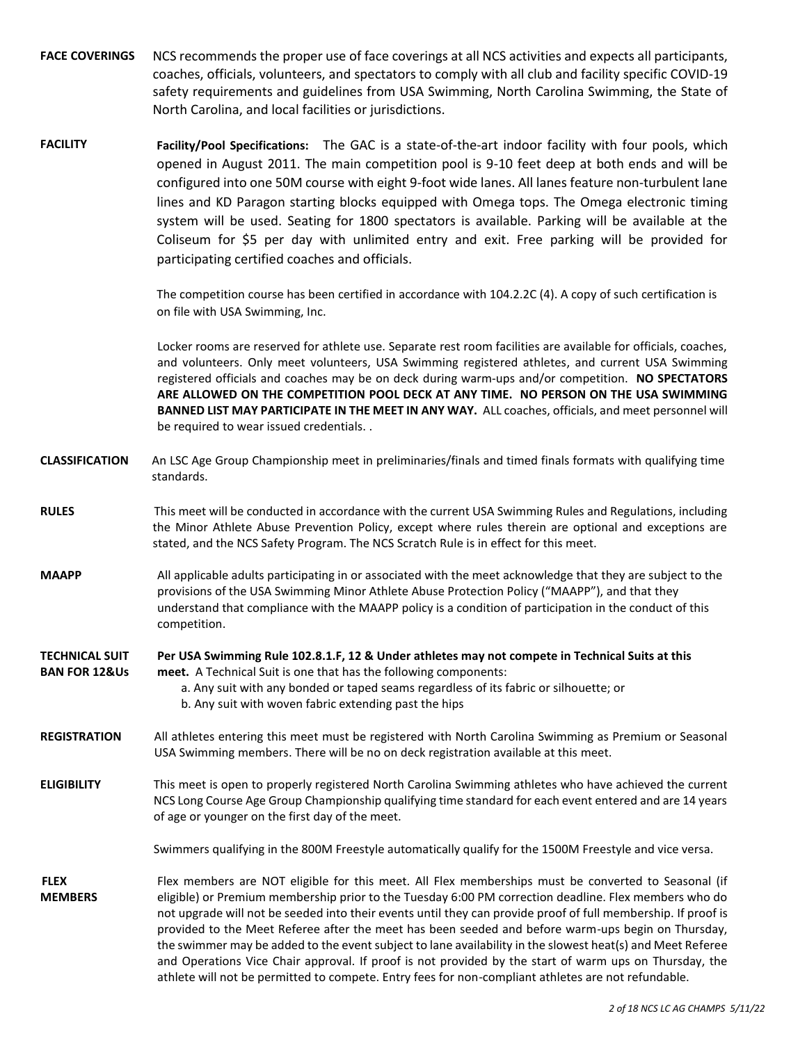**FACE COVERINGS** NCS recommends the proper use of face coverings at all NCS activities and expects all participants, coaches, officials, volunteers, and spectators to comply with all club and facility specific COVID-19 safety requirements and guidelines from USA Swimming, North Carolina Swimming, the State of North Carolina, and local facilities or jurisdictions.

**FACILITY** **Facility/Pool Specifications:** The GAC is a state-of-the-art indoor facility with four pools, which opened in August 2011. The main competition pool is 9-10 feet deep at both ends and will be configured into one 50M course with eight 9-foot wide lanes. All lanes feature non-turbulent lane lines and KD Paragon starting blocks equipped with Omega tops. The Omega electronic timing system will be used. Seating for 1800 spectators is available. Parking will be available at the Coliseum for $5 per day with unlimited entry and exit. Free parking will be provided for participating certified coaches and officials.

The competition course has been certified in accordance with 104.2.2C (4). A copy of such certification is on file with USA Swimming, Inc.

Locker rooms are reserved for athlete use. Separate rest room facilities are available for officials, coaches, and volunteers. Only meet volunteers, USA Swimming registered athletes, and current USA Swimming registered officials and coaches may be on deck during warm-ups and/or competition. **NO SPECTATORS ARE ALLOWED ON THE COMPETITION POOL DECK AT ANY TIME. NO PERSON ON THE USA SWIMMING BANNED LIST MAY PARTICIPATE IN THE MEET IN ANY WAY.** ALL coaches, officials, and meet personnel will be required to wear issued credentials. .

**CLASSIFICATION** An LSC Age Group Championship meet in preliminaries/finals and timed finals formats with qualifying time standards.

**RULES** This meet will be conducted in accordance with the current USA Swimming Rules and Regulations, including the Minor Athlete Abuse Prevention Policy, except where rules therein are optional and exceptions are stated, and the NCS Safety Program. The NCS Scratch Rule is in effect for this meet.

**MAAPP** All applicable adults participating in or associated with the meet acknowledge that they are subject to the provisions of the USA Swimming Minor Athlete Abuse Protection Policy ("MAAPP"), and that they understand that compliance with the MAAPP policy is a condition of participation in the conduct of this competition.

**TECHNICAL SUIT BAN FOR 12&Us** **Per USA Swimming Rule 102.8.1.F, 12 & Under athletes may not compete in Technical Suits at this meet.** A Technical Suit is one that has the following components:

a. Any suit with any bonded or taped seams regardless of its fabric or silhouette; or
b. Any suit with woven fabric extending past the hips

**REGISTRATION** All athletes entering this meet must be registered with North Carolina Swimming as Premium or Seasonal USA Swimming members. There will be no on deck registration available at this meet.

**ELIGIBILITY** This meet is open to properly registered North Carolina Swimming athletes who have achieved the current NCS Long Course Age Group Championship qualifying time standard for each event entered and are 14 years of age or younger on the first day of the meet.

Swimmers qualifying in the 800M Freestyle automatically qualify for the 1500M Freestyle and vice versa.

**FLEX MEMBERS** Flex members are NOT eligible for this meet. All Flex memberships must be converted to Seasonal (if eligible) or Premium membership prior to the Tuesday 6:00 PM correction deadline. Flex members who do not upgrade will not be seeded into their events until they can provide proof of full membership. If proof is provided to the Meet Referee after the meet has been seeded and before warm-ups begin on Thursday, the swimmer may be added to the event subject to lane availability in the slowest heat(s) and Meet Referee and Operations Vice Chair approval. If proof is not provided by the start of warm ups on Thursday, the athlete will not be permitted to compete. Entry fees for non-compliant athletes are not refundable.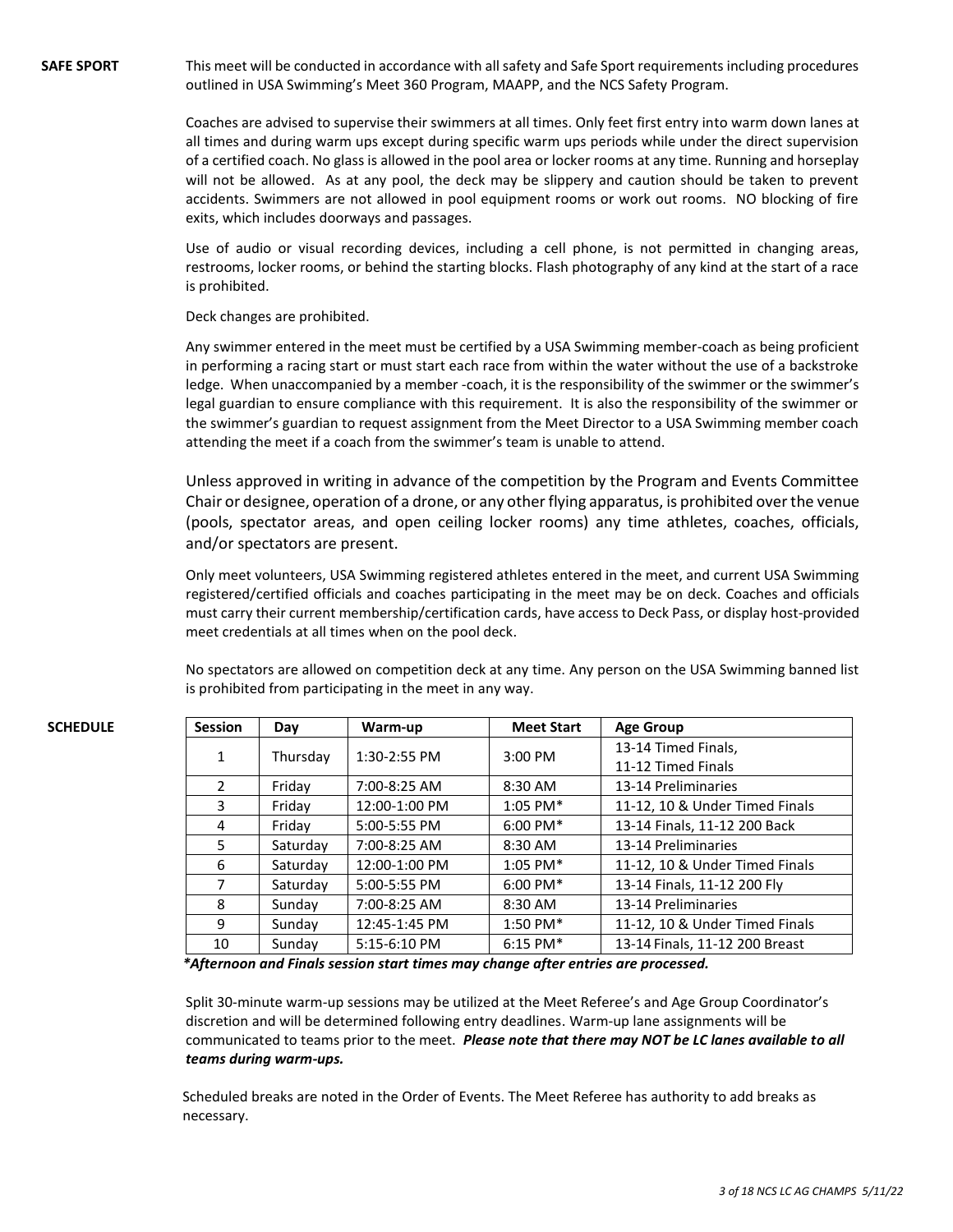**SAFE SPORT**

This meet will be conducted in accordance with all safety and Safe Sport requirements including procedures outlined in USA Swimming's Meet 360 Program, MAAPP, and the NCS Safety Program.

Coaches are advised to supervise their swimmers at all times. Only feet first entry into warm down lanes at all times and during warm ups except during specific warm ups periods while under the direct supervision of a certified coach. No glass is allowed in the pool area or locker rooms at any time. Running and horseplay will not be allowed. As at any pool, the deck may be slippery and caution should be taken to prevent accidents. Swimmers are not allowed in pool equipment rooms or work out rooms. NO blocking of fire exits, which includes doorways and passages.

Use of audio or visual recording devices, including a cell phone, is not permitted in changing areas, restrooms, locker rooms, or behind the starting blocks. Flash photography of any kind at the start of a race is prohibited.

Deck changes are prohibited.

Any swimmer entered in the meet must be certified by a USA Swimming member-coach as being proficient in performing a racing start or must start each race from within the water without the use of a backstroke ledge. When unaccompanied by a member -coach, it is the responsibility of the swimmer or the swimmer's legal guardian to ensure compliance with this requirement. It is also the responsibility of the swimmer or the swimmer's guardian to request assignment from the Meet Director to a USA Swimming member coach attending the meet if a coach from the swimmer's team is unable to attend.

Unless approved in writing in advance of the competition by the Program and Events Committee Chair or designee, operation of a drone, or any other flying apparatus, is prohibited over the venue (pools, spectator areas, and open ceiling locker rooms) any time athletes, coaches, officials, and/or spectators are present.

Only meet volunteers, USA Swimming registered athletes entered in the meet, and current USA Swimming registered/certified officials and coaches participating in the meet may be on deck. Coaches and officials must carry their current membership/certification cards, have access to Deck Pass, or display host-provided meet credentials at all times when on the pool deck.

No spectators are allowed on competition deck at any time. Any person on the USA Swimming banned list is prohibited from participating in the meet in any way.

**SCHEDULE**

| Session | Day | Warm-up | Meet Start | Age Group |
|---|---|---|---|---|
| 1 | Thursday | 1:30-2:55 PM | 3:00 PM | 13-14 Timed Finals, 11-12 Timed Finals |
| 2 | Friday | 7:00-8:25 AM | 8:30 AM | 13-14 Preliminaries |
| 3 | Friday | 12:00-1:00 PM | 1:05 PM* | 11-12, 10 & Under Timed Finals |
| 4 | Friday | 5:00-5:55 PM | 6:00 PM* | 13-14 Finals, 11-12 200 Back |
| 5 | Saturday | 7:00-8:25 AM | 8:30 AM | 13-14 Preliminaries |
| 6 | Saturday | 12:00-1:00 PM | 1:05 PM* | 11-12, 10 & Under Timed Finals |
| 7 | Saturday | 5:00-5:55 PM | 6:00 PM* | 13-14 Finals, 11-12 200 Fly |
| 8 | Sunday | 7:00-8:25 AM | 8:30 AM | 13-14 Preliminaries |
| 9 | Sunday | 12:45-1:45 PM | 1:50 PM* | 11-12, 10 & Under Timed Finals |
| 10 | Sunday | 5:15-6:10 PM | 6:15 PM* | 13-14 Finals, 11-12 200 Breast |

***Afternoon and Finals session start times may change after entries are processed.***

Split 30-minute warm-up sessions may be utilized at the Meet Referee's and Age Group Coordinator's discretion and will be determined following entry deadlines. Warm-up lane assignments will be communicated to teams prior to the meet. ***Please note that there may NOT be LC lanes available to all teams during warm-ups.***

Scheduled breaks are noted in the Order of Events. The Meet Referee has authority to add breaks as necessary.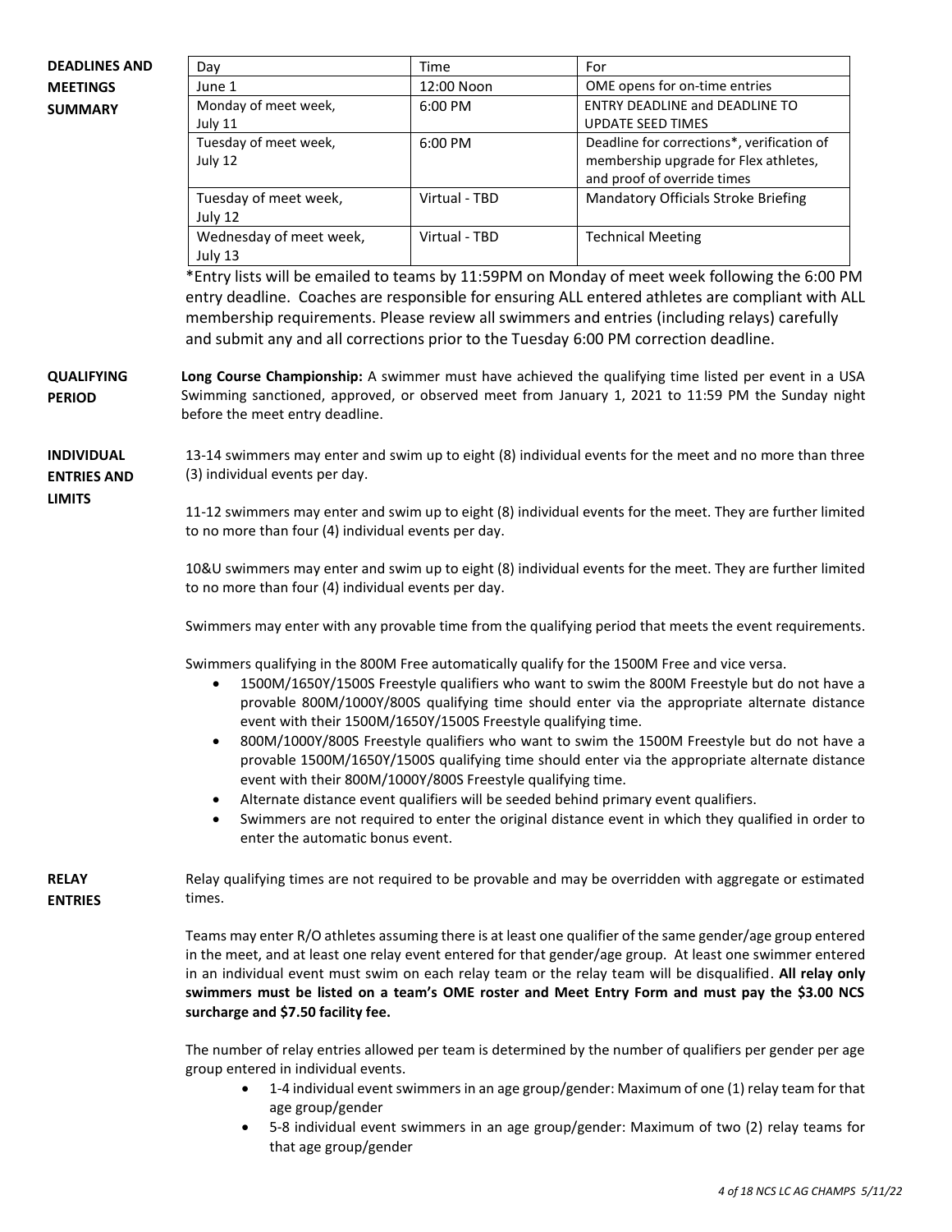**DEADLINES AND MEETINGS SUMMARY**

| Day | Time | For |
|---|---|---|
| June 1 | 12:00 Noon | OME opens for on-time entries |
| Monday of meet week, July 11 | 6:00 PM | ENTRY DEADLINE and DEADLINE TO UPDATE SEED TIMES |
| Tuesday of meet week, July 12 | 6:00 PM | Deadline for corrections*, verification of membership upgrade for Flex athletes, and proof of override times |
| Tuesday of meet week, July 12 | Virtual - TBD | Mandatory Officials Stroke Briefing |
| Wednesday of meet week, July 13 | Virtual - TBD | Technical Meeting |

*Entry lists will be emailed to teams by 11:59PM on Monday of meet week following the 6:00 PM entry deadline. Coaches are responsible for ensuring ALL entered athletes are compliant with ALL membership requirements. Please review all swimmers and entries (including relays) carefully and submit any and all corrections prior to the Tuesday 6:00 PM correction deadline.

**QUALIFYING PERIOD**

**Long Course Championship:** A swimmer must have achieved the qualifying time listed per event in a USA Swimming sanctioned, approved, or observed meet from January 1, 2021 to 11:59 PM the Sunday night before the meet entry deadline.

**INDIVIDUAL ENTRIES AND LIMITS**

13-14 swimmers may enter and swim up to eight (8) individual events for the meet and no more than three (3) individual events per day.

11-12 swimmers may enter and swim up to eight (8) individual events for the meet. They are further limited to no more than four (4) individual events per day.

10&U swimmers may enter and swim up to eight (8) individual events for the meet. They are further limited to no more than four (4) individual events per day.

Swimmers may enter with any provable time from the qualifying period that meets the event requirements.

Swimmers qualifying in the 800M Free automatically qualify for the 1500M Free and vice versa.

- 1500M/1650Y/1500S Freestyle qualifiers who want to swim the 800M Freestyle but do not have a provable 800M/1000Y/800S qualifying time should enter via the appropriate alternate distance event with their 1500M/1650Y/1500S Freestyle qualifying time.
- 800M/1000Y/800S Freestyle qualifiers who want to swim the 1500M Freestyle but do not have a provable 1500M/1650Y/1500S qualifying time should enter via the appropriate alternate distance event with their 800M/1000Y/800S Freestyle qualifying time.
- Alternate distance event qualifiers will be seeded behind primary event qualifiers.
- Swimmers are not required to enter the original distance event in which they qualified in order to enter the automatic bonus event.

**RELAY ENTRIES**

Relay qualifying times are not required to be provable and may be overridden with aggregate or estimated times.

Teams may enter R/O athletes assuming there is at least one qualifier of the same gender/age group entered in the meet, and at least one relay event entered for that gender/age group. At least one swimmer entered in an individual event must swim on each relay team or the relay team will be disqualified. **All relay only swimmers must be listed on a team's OME roster and Meet Entry Form and must pay the $3.00 NCS surcharge and $7.50 facility fee.**

The number of relay entries allowed per team is determined by the number of qualifiers per gender per age group entered in individual events.

- 1-4 individual event swimmers in an age group/gender: Maximum of one (1) relay team for that age group/gender
- 5-8 individual event swimmers in an age group/gender: Maximum of two (2) relay teams for that age group/gender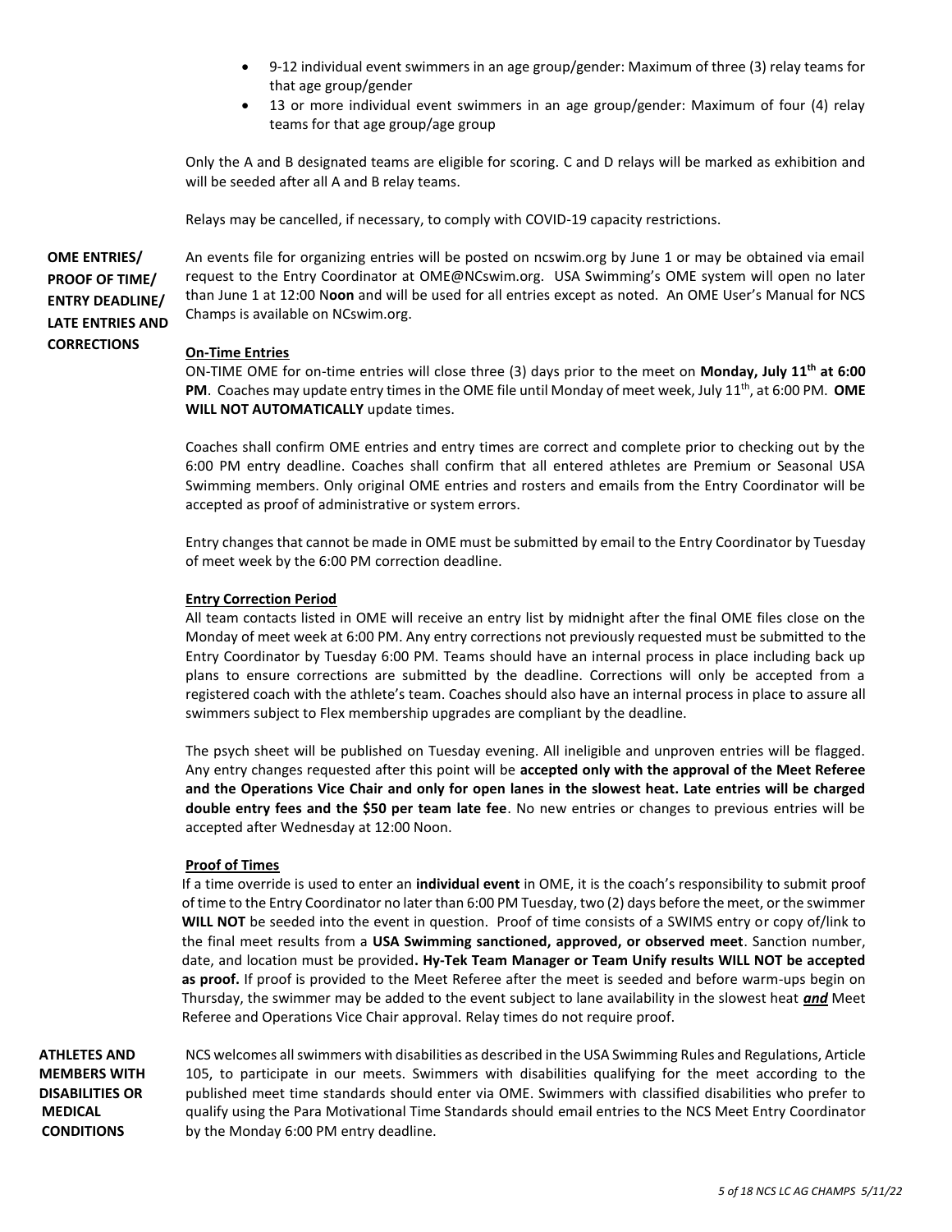- 9-12 individual event swimmers in an age group/gender: Maximum of three (3) relay teams for that age group/gender
- 13 or more individual event swimmers in an age group/gender: Maximum of four (4) relay teams for that age group/age group

Only the A and B designated teams are eligible for scoring. C and D relays will be marked as exhibition and will be seeded after all A and B relay teams.

Relays may be cancelled, if necessary, to comply with COVID-19 capacity restrictions.

**OME ENTRIES/ PROOF OF TIME/ ENTRY DEADLINE/ LATE ENTRIES AND CORRECTIONS**

An events file for organizing entries will be posted on ncswim.org by June 1 or may be obtained via email request to the Entry Coordinator at OME@NCswim.org. USA Swimming's OME system will open no later than June 1 at 12:00 N**oon** and will be used for all entries except as noted. An OME User's Manual for NCS Champs is available on NCswim.org.

**On-Time Entries**

ON-TIME OME for on-time entries will close three (3) days prior to the meet on **Monday, July 11th at 6:00 PM**. Coaches may update entry times in the OME file until Monday of meet week, July 11th, at 6:00 PM. **OME WILL NOT AUTOMATICALLY** update times.

Coaches shall confirm OME entries and entry times are correct and complete prior to checking out by the 6:00 PM entry deadline. Coaches shall confirm that all entered athletes are Premium or Seasonal USA Swimming members. Only original OME entries and rosters and emails from the Entry Coordinator will be accepted as proof of administrative or system errors.

Entry changes that cannot be made in OME must be submitted by email to the Entry Coordinator by Tuesday of meet week by the 6:00 PM correction deadline.

**Entry Correction Period**

All team contacts listed in OME will receive an entry list by midnight after the final OME files close on the Monday of meet week at 6:00 PM. Any entry corrections not previously requested must be submitted to the Entry Coordinator by Tuesday 6:00 PM. Teams should have an internal process in place including back up plans to ensure corrections are submitted by the deadline. Corrections will only be accepted from a registered coach with the athlete's team. Coaches should also have an internal process in place to assure all swimmers subject to Flex membership upgrades are compliant by the deadline.

The psych sheet will be published on Tuesday evening. All ineligible and unproven entries will be flagged. Any entry changes requested after this point will be **accepted only with the approval of the Meet Referee and the Operations Vice Chair and only for open lanes in the slowest heat. Late entries will be charged double entry fees and the $50 per team late fee**. No new entries or changes to previous entries will be accepted after Wednesday at 12:00 Noon.

**Proof of Times**

If a time override is used to enter an **individual event** in OME, it is the coach's responsibility to submit proof of time to the Entry Coordinator no later than 6:00 PM Tuesday, two (2) days before the meet, or the swimmer **WILL NOT** be seeded into the event in question. Proof of time consists of a SWIMS entry or copy of/link to the final meet results from a **USA Swimming sanctioned, approved, or observed meet**. Sanction number, date, and location must be provided**. Hy-Tek Team Manager or Team Unify results WILL NOT be accepted as proof.** If proof is provided to the Meet Referee after the meet is seeded and before warm-ups begin on Thursday, the swimmer may be added to the event subject to lane availability in the slowest heat ***and*** Meet Referee and Operations Vice Chair approval. Relay times do not require proof.

**ATHLETES AND MEMBERS WITH DISABILITIES OR MEDICAL CONDITIONS**

NCS welcomes all swimmers with disabilities as described in the USA Swimming Rules and Regulations, Article 105, to participate in our meets. Swimmers with disabilities qualifying for the meet according to the published meet time standards should enter via OME. Swimmers with classified disabilities who prefer to qualify using the Para Motivational Time Standards should email entries to the NCS Meet Entry Coordinator by the Monday 6:00 PM entry deadline.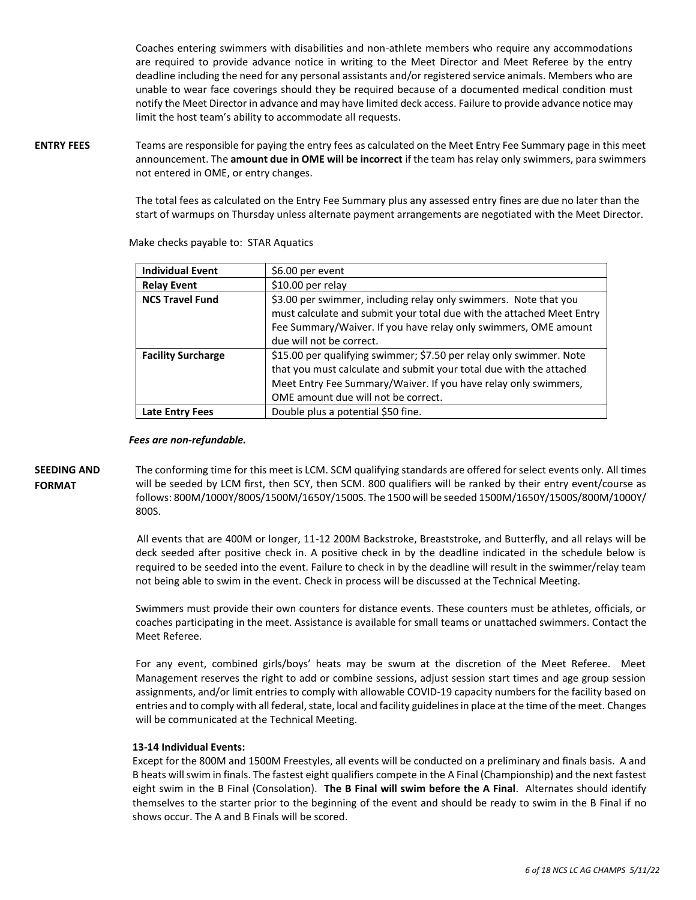Coaches entering swimmers with disabilities and non-athlete members who require any accommodations are required to provide advance notice in writing to the Meet Director and Meet Referee by the entry deadline including the need for any personal assistants and/or registered service animals. Members who are unable to wear face coverings should they be required because of a documented medical condition must notify the Meet Director in advance and may have limited deck access. Failure to provide advance notice may limit the host team's ability to accommodate all requests.

**ENTRY FEES**

Teams are responsible for paying the entry fees as calculated on the Meet Entry Fee Summary page in this meet announcement. The **amount due in OME will be incorrect** if the team has relay only swimmers, para swimmers not entered in OME, or entry changes.

The total fees as calculated on the Entry Fee Summary plus any assessed entry fines are due no later than the start of warmups on Thursday unless alternate payment arrangements are negotiated with the Meet Director.

Make checks payable to: STAR Aquatics

| **Individual Event** | $6.00 per event |
|---|---|
| **Relay Event** | $10.00 per relay |
| **NCS Travel Fund** | $3.00 per swimmer, including relay only swimmers. Note that you must calculate and submit your total due with the attached Meet Entry Fee Summary/Waiver. If you have relay only swimmers, OME amount due will not be correct. |
| **Facility Surcharge** | $15.00 per qualifying swimmer; $7.50 per relay only swimmer. Note that you must calculate and submit your total due with the attached Meet Entry Fee Summary/Waiver. If you have relay only swimmers, OME amount due will not be correct. |
| **Late Entry Fees** | Double plus a potential $50 fine. |

***Fees are non-refundable.***

**SEEDING AND FORMAT**

The conforming time for this meet is LCM. SCM qualifying standards are offered for select events only. All times will be seeded by LCM first, then SCY, then SCM. 800 qualifiers will be ranked by their entry event/course as follows: 800M/1000Y/800S/1500M/1650Y/1500S. The 1500 will be seeded 1500M/1650Y/1500S/800M/1000Y/800S.

All events that are 400M or longer, 11-12 200M Backstroke, Breaststroke, and Butterfly, and all relays will be deck seeded after positive check in. A positive check in by the deadline indicated in the schedule below is required to be seeded into the event. Failure to check in by the deadline will result in the swimmer/relay team not being able to swim in the event. Check in process will be discussed at the Technical Meeting.

Swimmers must provide their own counters for distance events. These counters must be athletes, officials, or coaches participating in the meet. Assistance is available for small teams or unattached swimmers. Contact the Meet Referee.

For any event, combined girls/boys' heats may be swum at the discretion of the Meet Referee. Meet Management reserves the right to add or combine sessions, adjust session start times and age group session assignments, and/or limit entries to comply with allowable COVID-19 capacity numbers for the facility based on entries and to comply with all federal, state, local and facility guidelines in place at the time of the meet. Changes will be communicated at the Technical Meeting.

**13-14 Individual Events:**

Except for the 800M and 1500M Freestyles, all events will be conducted on a preliminary and finals basis. A and B heats will swim in finals. The fastest eight qualifiers compete in the A Final (Championship) and the next fastest eight swim in the B Final (Consolation). **The B Final will swim before the A Final**. Alternates should identify themselves to the starter prior to the beginning of the event and should be ready to swim in the B Final if no shows occur. The A and B Finals will be scored.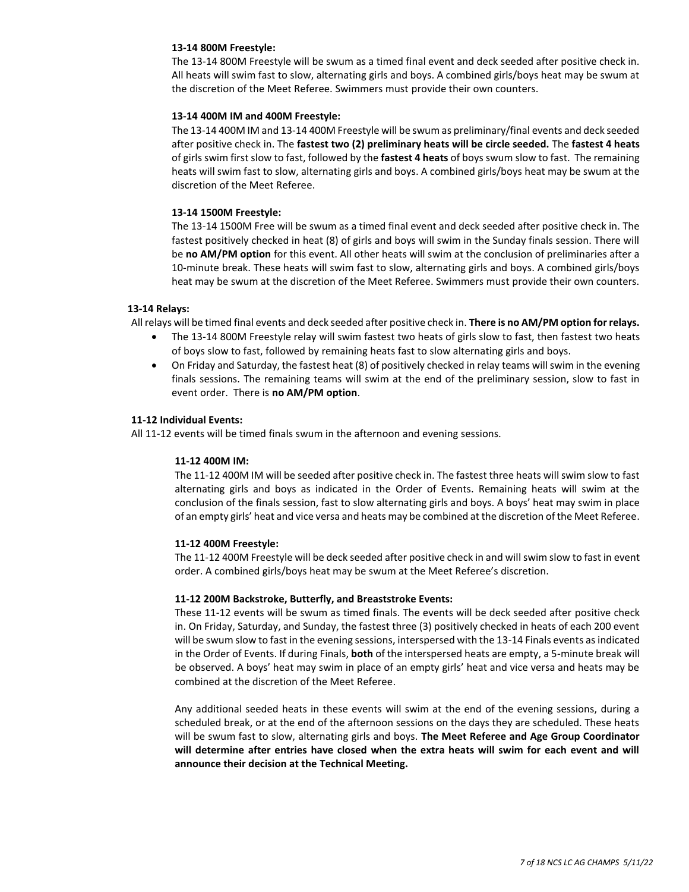#### 13-14 800M Freestyle:

The 13-14 800M Freestyle will be swum as a timed final event and deck seeded after positive check in. All heats will swim fast to slow, alternating girls and boys. A combined girls/boys heat may be swum at the discretion of the Meet Referee. Swimmers must provide their own counters.

#### 13-14 400M IM and 400M Freestyle:

The 13-14 400M IM and 13-14 400M Freestyle will be swum as preliminary/final events and deck seeded after positive check in. The **fastest two (2) preliminary heats will be circle seeded.** The **fastest 4 heats** of girls swim first slow to fast, followed by the **fastest 4 heats** of boys swum slow to fast. The remaining heats will swim fast to slow, alternating girls and boys. A combined girls/boys heat may be swum at the discretion of the Meet Referee.

#### 13-14 1500M Freestyle:

The 13-14 1500M Free will be swum as a timed final event and deck seeded after positive check in. The fastest positively checked in heat (8) of girls and boys will swim in the Sunday finals session. There will be **no AM/PM option** for this event. All other heats will swim at the conclusion of preliminaries after a 10-minute break. These heats will swim fast to slow, alternating girls and boys. A combined girls/boys heat may be swum at the discretion of the Meet Referee. Swimmers must provide their own counters.

### 13-14 Relays:

All relays will be timed final events and deck seeded after positive check in. **There is no AM/PM option for relays.**

- The 13-14 800M Freestyle relay will swim fastest two heats of girls slow to fast, then fastest two heats of boys slow to fast, followed by remaining heats fast to slow alternating girls and boys.
- On Friday and Saturday, the fastest heat (8) of positively checked in relay teams will swim in the evening finals sessions. The remaining teams will swim at the end of the preliminary session, slow to fast in event order. There is **no AM/PM option**.

### 11-12 Individual Events:

All 11-12 events will be timed finals swum in the afternoon and evening sessions.

#### 11-12 400M IM:

The 11-12 400M IM will be seeded after positive check in. The fastest three heats will swim slow to fast alternating girls and boys as indicated in the Order of Events. Remaining heats will swim at the conclusion of the finals session, fast to slow alternating girls and boys. A boys' heat may swim in place of an empty girls' heat and vice versa and heats may be combined at the discretion of the Meet Referee.

#### 11-12 400M Freestyle:

The 11-12 400M Freestyle will be deck seeded after positive check in and will swim slow to fast in event order. A combined girls/boys heat may be swum at the Meet Referee's discretion.

#### 11-12 200M Backstroke, Butterfly, and Breaststroke Events:

These 11-12 events will be swum as timed finals. The events will be deck seeded after positive check in. On Friday, Saturday, and Sunday, the fastest three (3) positively checked in heats of each 200 event will be swum slow to fast in the evening sessions, interspersed with the 13-14 Finals events as indicated in the Order of Events. If during Finals, **both** of the interspersed heats are empty, a 5-minute break will be observed. A boys' heat may swim in place of an empty girls' heat and vice versa and heats may be combined at the discretion of the Meet Referee.

Any additional seeded heats in these events will swim at the end of the evening sessions, during a scheduled break, or at the end of the afternoon sessions on the days they are scheduled. These heats will be swum fast to slow, alternating girls and boys. **The Meet Referee and Age Group Coordinator will determine after entries have closed when the extra heats will swim for each event and will announce their decision at the Technical Meeting.**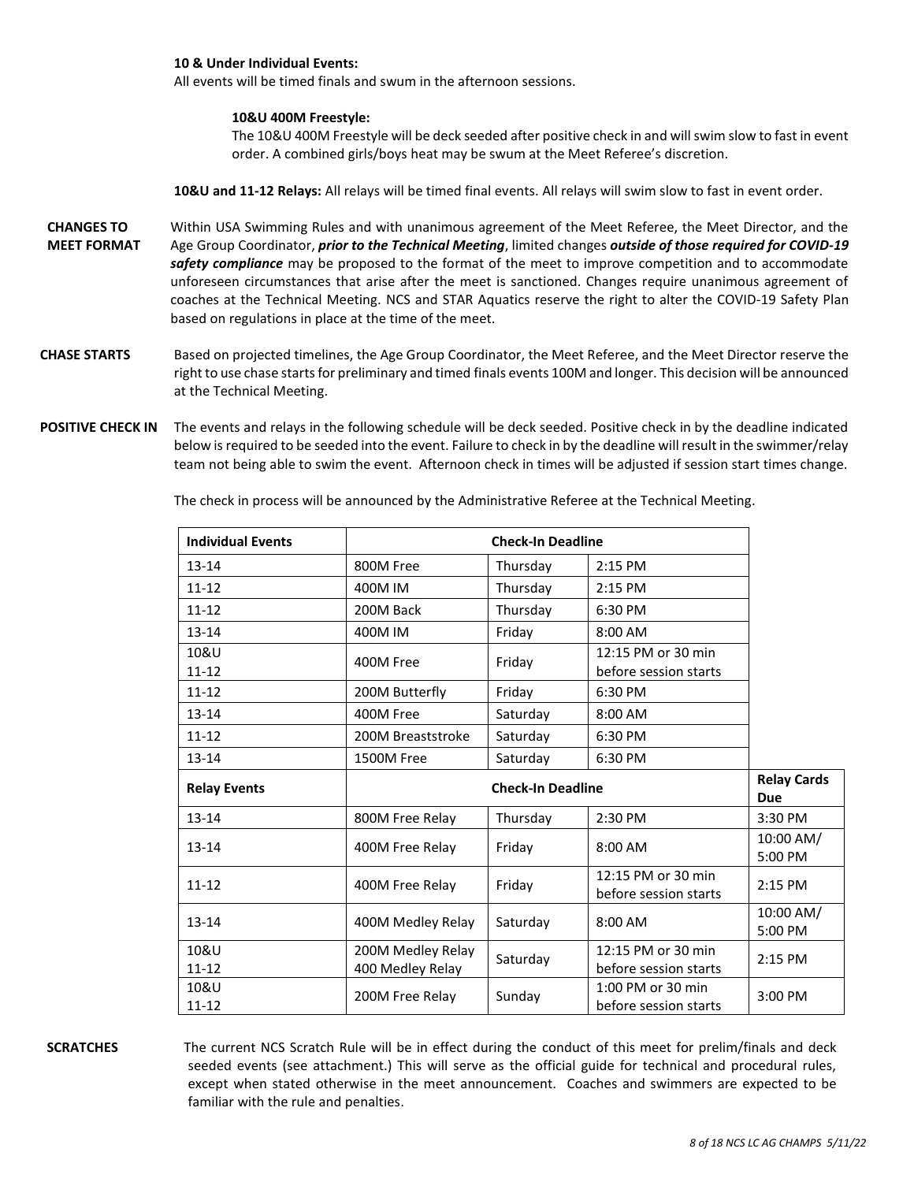**10 & Under Individual Events:**
All events will be timed finals and swum in the afternoon sessions.

**10&U 400M Freestyle:**
The 10&U 400M Freestyle will be deck seeded after positive check in and will swim slow to fast in event order. A combined girls/boys heat may be swum at the Meet Referee's discretion.

**10&U and 11-12 Relays:** All relays will be timed final events. All relays will swim slow to fast in event order.

**CHANGES TO MEET FORMAT**

Within USA Swimming Rules and with unanimous agreement of the Meet Referee, the Meet Director, and the Age Group Coordinator, ***prior to the Technical Meeting***, limited changes ***outside of those required for COVID-19 safety compliance*** may be proposed to the format of the meet to improve competition and to accommodate unforeseen circumstances that arise after the meet is sanctioned. Changes require unanimous agreement of coaches at the Technical Meeting. NCS and STAR Aquatics reserve the right to alter the COVID-19 Safety Plan based on regulations in place at the time of the meet.

**CHASE STARTS**

Based on projected timelines, the Age Group Coordinator, the Meet Referee, and the Meet Director reserve the right to use chase starts for preliminary and timed finals events 100M and longer. This decision will be announced at the Technical Meeting.

**POSITIVE CHECK IN**

The events and relays in the following schedule will be deck seeded. Positive check in by the deadline indicated below is required to be seeded into the event. Failure to check in by the deadline will result in the swimmer/relay team not being able to swim the event. Afternoon check in times will be adjusted if session start times change.

The check in process will be announced by the Administrative Referee at the Technical Meeting.

| Individual Events | Check-In Deadline | | | |
|---|---|---|---|---|
| 13-14 | 800M Free | Thursday | 2:15 PM | |
| 11-12 | 400M IM | Thursday | 2:15 PM | |
| 11-12 | 200M Back | Thursday | 6:30 PM | |
| 13-14 | 400M IM | Friday | 8:00 AM | |
| 10&U 11-12 | 400M Free | Friday | 12:15 PM or 30 min before session starts | |
| 11-12 | 200M Butterfly | Friday | 6:30 PM | |
| 13-14 | 400M Free | Saturday | 8:00 AM | |
| 11-12 | 200M Breaststroke | Saturday | 6:30 PM | |
| 13-14 | 1500M Free | Saturday | 6:30 PM | |
| **Relay Events** | **Check-In Deadline** | | | **Relay Cards Due** |
| 13-14 | 800M Free Relay | Thursday | 2:30 PM | 3:30 PM |
| 13-14 | 400M Free Relay | Friday | 8:00 AM | 10:00 AM/ 5:00 PM |
| 11-12 | 400M Free Relay | Friday | 12:15 PM or 30 min before session starts | 2:15 PM |
| 13-14 | 400M Medley Relay | Saturday | 8:00 AM | 10:00 AM/ 5:00 PM |
| 10&U 11-12 | 200M Medley Relay 400 Medley Relay | Saturday | 12:15 PM or 30 min before session starts | 2:15 PM |
| 10&U 11-12 | 200M Free Relay | Sunday | 1:00 PM or 30 min before session starts | 3:00 PM |

**SCRATCHES**

The current NCS Scratch Rule will be in effect during the conduct of this meet for prelim/finals and deck seeded events (see attachment.) This will serve as the official guide for technical and procedural rules, except when stated otherwise in the meet announcement. Coaches and swimmers are expected to be familiar with the rule and penalties.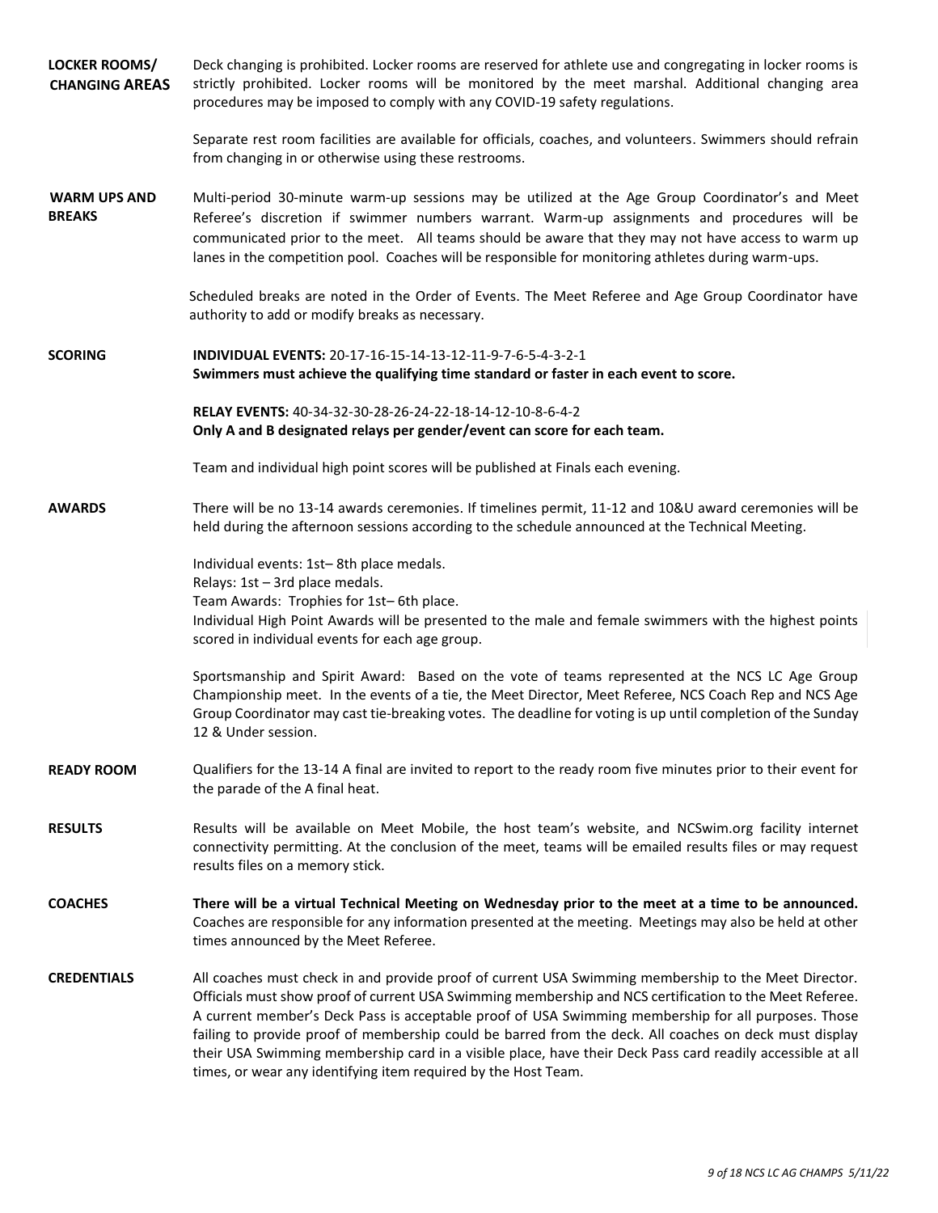**LOCKER ROOMS/ CHANGING AREAS**

Deck changing is prohibited. Locker rooms are reserved for athlete use and congregating in locker rooms is strictly prohibited. Locker rooms will be monitored by the meet marshal. Additional changing area procedures may be imposed to comply with any COVID-19 safety regulations.

Separate rest room facilities are available for officials, coaches, and volunteers. Swimmers should refrain from changing in or otherwise using these restrooms.

**WARM UPS AND BREAKS**

Multi-period 30-minute warm-up sessions may be utilized at the Age Group Coordinator's and Meet Referee's discretion if swimmer numbers warrant. Warm-up assignments and procedures will be communicated prior to the meet. All teams should be aware that they may not have access to warm up lanes in the competition pool. Coaches will be responsible for monitoring athletes during warm-ups.

Scheduled breaks are noted in the Order of Events. The Meet Referee and Age Group Coordinator have authority to add or modify breaks as necessary.

**SCORING**

**INDIVIDUAL EVENTS:** 20-17-16-15-14-13-12-11-9-7-6-5-4-3-2-1
**Swimmers must achieve the qualifying time standard or faster in each event to score.**

**RELAY EVENTS:** 40-34-32-30-28-26-24-22-18-14-12-10-8-6-4-2
**Only A and B designated relays per gender/event can score for each team.**

Team and individual high point scores will be published at Finals each evening.

**AWARDS**

There will be no 13-14 awards ceremonies. If timelines permit, 11-12 and 10&U award ceremonies will be held during the afternoon sessions according to the schedule announced at the Technical Meeting.

Individual events: 1st– 8th place medals.
Relays: 1st – 3rd place medals.
Team Awards: Trophies for 1st– 6th place.
Individual High Point Awards will be presented to the male and female swimmers with the highest points scored in individual events for each age group.

Sportsmanship and Spirit Award: Based on the vote of teams represented at the NCS LC Age Group Championship meet. In the events of a tie, the Meet Director, Meet Referee, NCS Coach Rep and NCS Age Group Coordinator may cast tie-breaking votes. The deadline for voting is up until completion of the Sunday 12 & Under session.

**READY ROOM**

Qualifiers for the 13-14 A final are invited to report to the ready room five minutes prior to their event for the parade of the A final heat.

**RESULTS**

Results will be available on Meet Mobile, the host team's website, and NCSwim.org facility internet connectivity permitting. At the conclusion of the meet, teams will be emailed results files or may request results files on a memory stick.

**COACHES**

**There will be a virtual Technical Meeting on Wednesday prior to the meet at a time to be announced.** Coaches are responsible for any information presented at the meeting. Meetings may also be held at other times announced by the Meet Referee.

**CREDENTIALS**

All coaches must check in and provide proof of current USA Swimming membership to the Meet Director. Officials must show proof of current USA Swimming membership and NCS certification to the Meet Referee. A current member's Deck Pass is acceptable proof of USA Swimming membership for all purposes. Those failing to provide proof of membership could be barred from the deck. All coaches on deck must display their USA Swimming membership card in a visible place, have their Deck Pass card readily accessible at all times, or wear any identifying item required by the Host Team.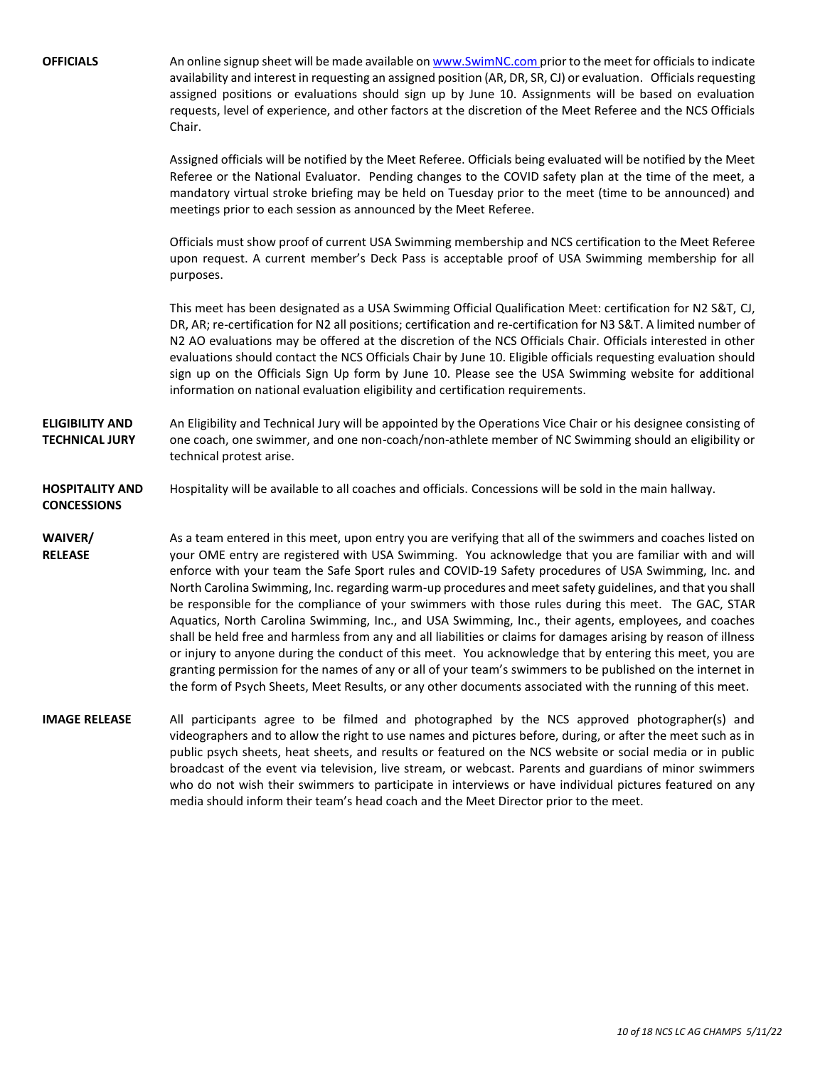**OFFICIALS**

An online signup sheet will be made available on [www.SwimNC.com](http://www.SwimNC.com) prior to the meet for officials to indicate availability and interest in requesting an assigned position (AR, DR, SR, CJ) or evaluation. Officials requesting assigned positions or evaluations should sign up by June 10. Assignments will be based on evaluation requests, level of experience, and other factors at the discretion of the Meet Referee and the NCS Officials Chair.

Assigned officials will be notified by the Meet Referee. Officials being evaluated will be notified by the Meet Referee or the National Evaluator. Pending changes to the COVID safety plan at the time of the meet, a mandatory virtual stroke briefing may be held on Tuesday prior to the meet (time to be announced) and meetings prior to each session as announced by the Meet Referee.

Officials must show proof of current USA Swimming membership and NCS certification to the Meet Referee upon request. A current member's Deck Pass is acceptable proof of USA Swimming membership for all purposes.

This meet has been designated as a USA Swimming Official Qualification Meet: certification for N2 S&T, CJ, DR, AR; re-certification for N2 all positions; certification and re-certification for N3 S&T. A limited number of N2 AO evaluations may be offered at the discretion of the NCS Officials Chair. Officials interested in other evaluations should contact the NCS Officials Chair by June 10. Eligible officials requesting evaluation should sign up on the Officials Sign Up form by June 10. Please see the USA Swimming website for additional information on national evaluation eligibility and certification requirements.

**ELIGIBILITY AND TECHNICAL JURY**

An Eligibility and Technical Jury will be appointed by the Operations Vice Chair or his designee consisting of one coach, one swimmer, and one non-coach/non-athlete member of NC Swimming should an eligibility or technical protest arise.

**HOSPITALITY AND CONCESSIONS**

Hospitality will be available to all coaches and officials. Concessions will be sold in the main hallway.

**WAIVER/ RELEASE**

As a team entered in this meet, upon entry you are verifying that all of the swimmers and coaches listed on your OME entry are registered with USA Swimming. You acknowledge that you are familiar with and will enforce with your team the Safe Sport rules and COVID-19 Safety procedures of USA Swimming, Inc. and North Carolina Swimming, Inc. regarding warm-up procedures and meet safety guidelines, and that you shall be responsible for the compliance of your swimmers with those rules during this meet. The GAC, STAR Aquatics, North Carolina Swimming, Inc., and USA Swimming, Inc., their agents, employees, and coaches shall be held free and harmless from any and all liabilities or claims for damages arising by reason of illness or injury to anyone during the conduct of this meet. You acknowledge that by entering this meet, you are granting permission for the names of any or all of your team's swimmers to be published on the internet in the form of Psych Sheets, Meet Results, or any other documents associated with the running of this meet.

**IMAGE RELEASE**

All participants agree to be filmed and photographed by the NCS approved photographer(s) and videographers and to allow the right to use names and pictures before, during, or after the meet such as in public psych sheets, heat sheets, and results or featured on the NCS website or social media or in public broadcast of the event via television, live stream, or webcast. Parents and guardians of minor swimmers who do not wish their swimmers to participate in interviews or have individual pictures featured on any media should inform their team's head coach and the Meet Director prior to the meet.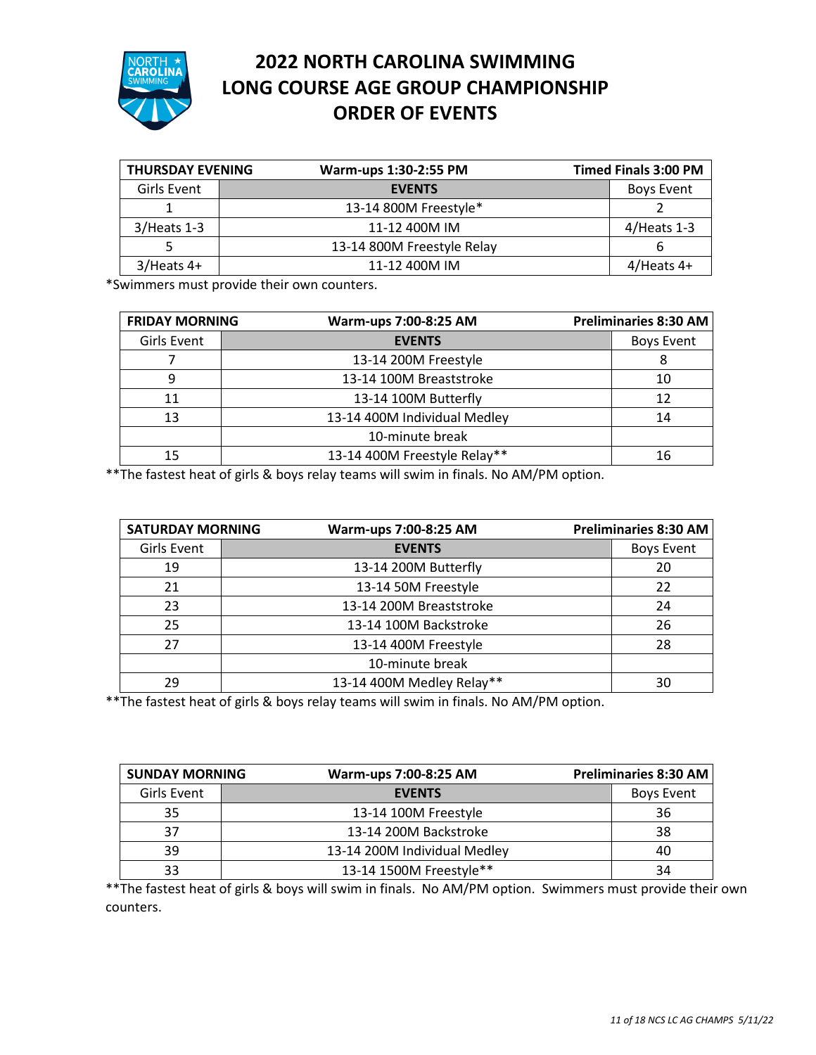# 2022 NORTH CAROLINA SWIMMING
# LONG COURSE AGE GROUP CHAMPIONSHIP
# ORDER OF EVENTS

| **THURSDAY EVENING** | **Warm-ups 1:30-2:55 PM** | **Timed Finals 3:00 PM** |
|---|---|---|
| Girls Event | **EVENTS** | Boys Event |
| 1 | 13-14 800M Freestyle* | 2 |
| 3/Heats 1-3 | 11-12 400M IM | 4/Heats 1-3 |
| 5 | 13-14 800M Freestyle Relay | 6 |
| 3/Heats 4+ | 11-12 400M IM | 4/Heats 4+ |

*Swimmers must provide their own counters.

| **FRIDAY MORNING** | **Warm-ups 7:00-8:25 AM** | **Preliminaries 8:30 AM** |
|---|---|---|
| Girls Event | **EVENTS** | Boys Event |
| 7 | 13-14 200M Freestyle | 8 |
| 9 | 13-14 100M Breaststroke | 10 |
| 11 | 13-14 100M Butterfly | 12 |
| 13 | 13-14 400M Individual Medley | 14 |
| | 10-minute break | |
| 15 | 13-14 400M Freestyle Relay** | 16 |

**The fastest heat of girls & boys relay teams will swim in finals. No AM/PM option.

| **SATURDAY MORNING** | **Warm-ups 7:00-8:25 AM** | **Preliminaries 8:30 AM** |
|---|---|---|
| Girls Event | **EVENTS** | Boys Event |
| 19 | 13-14 200M Butterfly | 20 |
| 21 | 13-14 50M Freestyle | 22 |
| 23 | 13-14 200M Breaststroke | 24 |
| 25 | 13-14 100M Backstroke | 26 |
| 27 | 13-14 400M Freestyle | 28 |
| | 10-minute break | |
| 29 | 13-14 400M Medley Relay** | 30 |

**The fastest heat of girls & boys relay teams will swim in finals. No AM/PM option.

| **SUNDAY MORNING** | **Warm-ups 7:00-8:25 AM** | **Preliminaries 8:30 AM** |
|---|---|---|
| Girls Event | **EVENTS** | Boys Event |
| 35 | 13-14 100M Freestyle | 36 |
| 37 | 13-14 200M Backstroke | 38 |
| 39 | 13-14 200M Individual Medley | 40 |
| 33 | 13-14 1500M Freestyle** | 34 |

**The fastest heat of girls & boys will swim in finals. No AM/PM option. Swimmers must provide their own counters.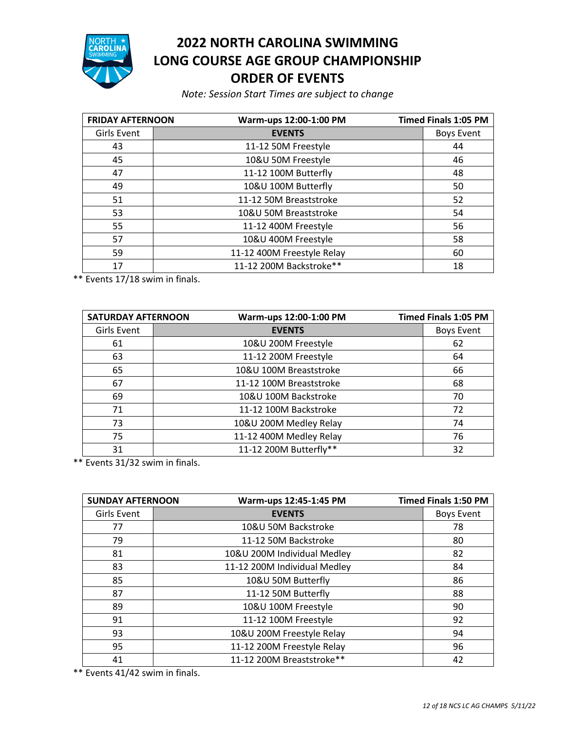# 2022 NORTH CAROLINA SWIMMING LONG COURSE AGE GROUP CHAMPIONSHIP ORDER OF EVENTS

*Note: Session Start Times are subject to change*

| **FRIDAY AFTERNOON** | **Warm-ups 12:00-1:00 PM** | **Timed Finals 1:05 PM** |
|---|---|---|
| Girls Event | **EVENTS** | Boys Event |
| 43 | 11-12 50M Freestyle | 44 |
| 45 | 10&U 50M Freestyle | 46 |
| 47 | 11-12 100M Butterfly | 48 |
| 49 | 10&U 100M Butterfly | 50 |
| 51 | 11-12 50M Breaststroke | 52 |
| 53 | 10&U 50M Breaststroke | 54 |
| 55 | 11-12 400M Freestyle | 56 |
| 57 | 10&U 400M Freestyle | 58 |
| 59 | 11-12 400M Freestyle Relay | 60 |
| 17 | 11-12 200M Backstroke** | 18 |

** Events 17/18 swim in finals.

| **SATURDAY AFTERNOON** | **Warm-ups 12:00-1:00 PM** | **Timed Finals 1:05 PM** |
|---|---|---|
| Girls Event | **EVENTS** | Boys Event |
| 61 | 10&U 200M Freestyle | 62 |
| 63 | 11-12 200M Freestyle | 64 |
| 65 | 10&U 100M Breaststroke | 66 |
| 67 | 11-12 100M Breaststroke | 68 |
| 69 | 10&U 100M Backstroke | 70 |
| 71 | 11-12 100M Backstroke | 72 |
| 73 | 10&U 200M Medley Relay | 74 |
| 75 | 11-12 400M Medley Relay | 76 |
| 31 | 11-12 200M Butterfly** | 32 |

** Events 31/32 swim in finals.

| **SUNDAY AFTERNOON** | **Warm-ups 12:45-1:45 PM** | **Timed Finals 1:50 PM** |
|---|---|---|
| Girls Event | **EVENTS** | Boys Event |
| 77 | 10&U 50M Backstroke | 78 |
| 79 | 11-12 50M Backstroke | 80 |
| 81 | 10&U 200M Individual Medley | 82 |
| 83 | 11-12 200M Individual Medley | 84 |
| 85 | 10&U 50M Butterfly | 86 |
| 87 | 11-12 50M Butterfly | 88 |
| 89 | 10&U 100M Freestyle | 90 |
| 91 | 11-12 100M Freestyle | 92 |
| 93 | 10&U 200M Freestyle Relay | 94 |
| 95 | 11-12 200M Freestyle Relay | 96 |
| 41 | 11-12 200M Breaststroke** | 42 |

** Events 41/42 swim in finals.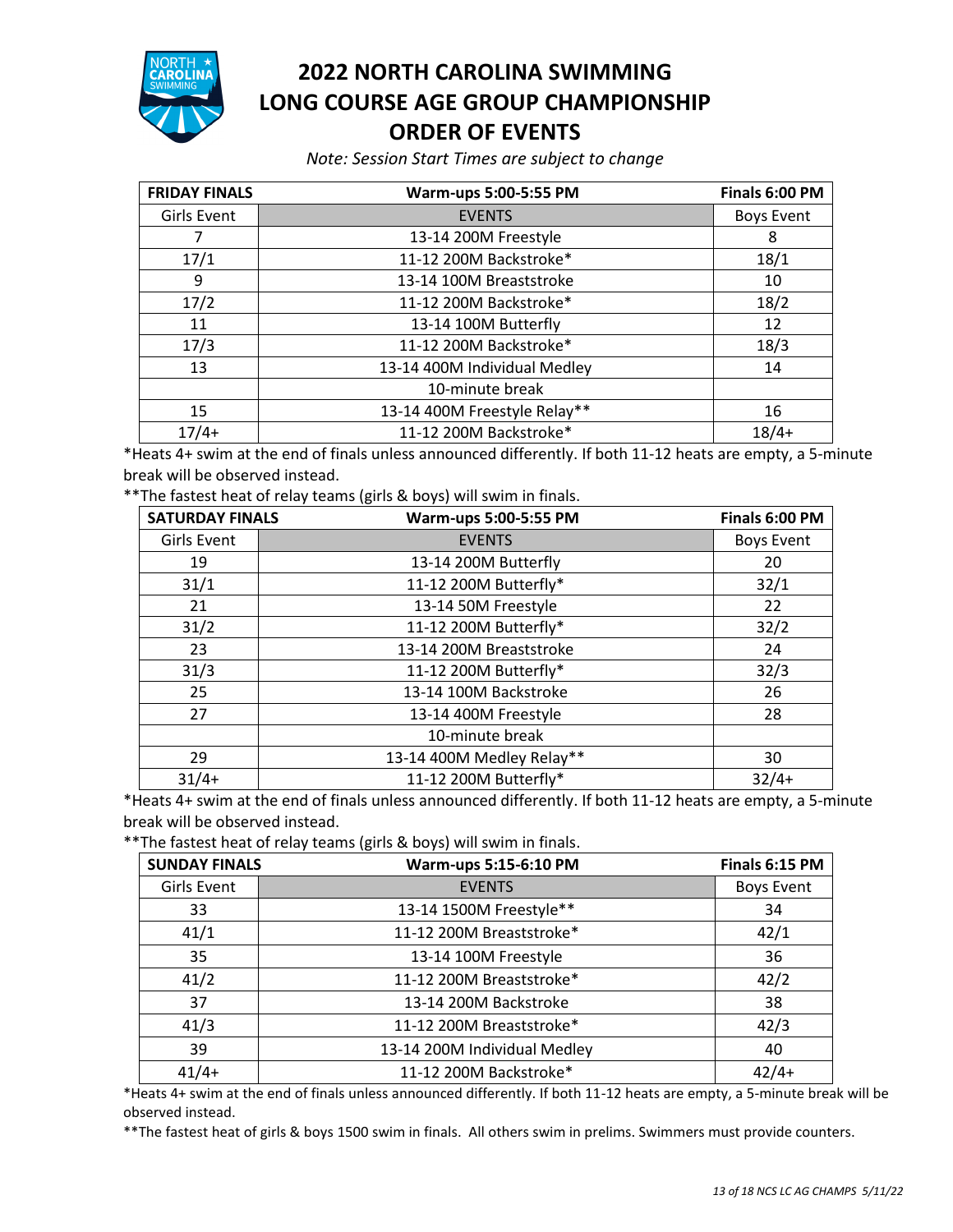# 2022 NORTH CAROLINA SWIMMING LONG COURSE AGE GROUP CHAMPIONSHIP ORDER OF EVENTS

*Note: Session Start Times are subject to change*

| FRIDAY FINALS | Warm-ups 5:00-5:55 PM | Finals 6:00 PM |
|---|---|---|
| Girls Event | EVENTS | Boys Event |
| 7 | 13-14 200M Freestyle | 8 |
| 17/1 | 11-12 200M Backstroke* | 18/1 |
| 9 | 13-14 100M Breaststroke | 10 |
| 17/2 | 11-12 200M Backstroke* | 18/2 |
| 11 | 13-14 100M Butterfly | 12 |
| 17/3 | 11-12 200M Backstroke* | 18/3 |
| 13 | 13-14 400M Individual Medley | 14 |
| | 10-minute break | |
| 15 | 13-14 400M Freestyle Relay** | 16 |
| 17/4+ | 11-12 200M Backstroke* | 18/4+ |

*Heats 4+ swim at the end of finals unless announced differently. If both 11-12 heats are empty, a 5-minute break will be observed instead.

**The fastest heat of relay teams (girls & boys) will swim in finals.

| SATURDAY FINALS | Warm-ups 5:00-5:55 PM | Finals 6:00 PM |
|---|---|---|
| Girls Event | EVENTS | Boys Event |
| 19 | 13-14 200M Butterfly | 20 |
| 31/1 | 11-12 200M Butterfly* | 32/1 |
| 21 | 13-14 50M Freestyle | 22 |
| 31/2 | 11-12 200M Butterfly* | 32/2 |
| 23 | 13-14 200M Breaststroke | 24 |
| 31/3 | 11-12 200M Butterfly* | 32/3 |
| 25 | 13-14 100M Backstroke | 26 |
| 27 | 13-14 400M Freestyle | 28 |
| | 10-minute break | |
| 29 | 13-14 400M Medley Relay** | 30 |
| 31/4+ | 11-12 200M Butterfly* | 32/4+ |

*Heats 4+ swim at the end of finals unless announced differently. If both 11-12 heats are empty, a 5-minute break will be observed instead.

**The fastest heat of relay teams (girls & boys) will swim in finals.

| SUNDAY FINALS | Warm-ups 5:15-6:10 PM | Finals 6:15 PM |
|---|---|---|
| Girls Event | EVENTS | Boys Event |
| 33 | 13-14 1500M Freestyle** | 34 |
| 41/1 | 11-12 200M Breaststroke* | 42/1 |
| 35 | 13-14 100M Freestyle | 36 |
| 41/2 | 11-12 200M Breaststroke* | 42/2 |
| 37 | 13-14 200M Backstroke | 38 |
| 41/3 | 11-12 200M Breaststroke* | 42/3 |
| 39 | 13-14 200M Individual Medley | 40 |
| 41/4+ | 11-12 200M Backstroke* | 42/4+ |

*Heats 4+ swim at the end of finals unless announced differently. If both 11-12 heats are empty, a 5-minute break will be observed instead.

**The fastest heat of girls & boys 1500 swim in finals. All others swim in prelims. Swimmers must provide counters.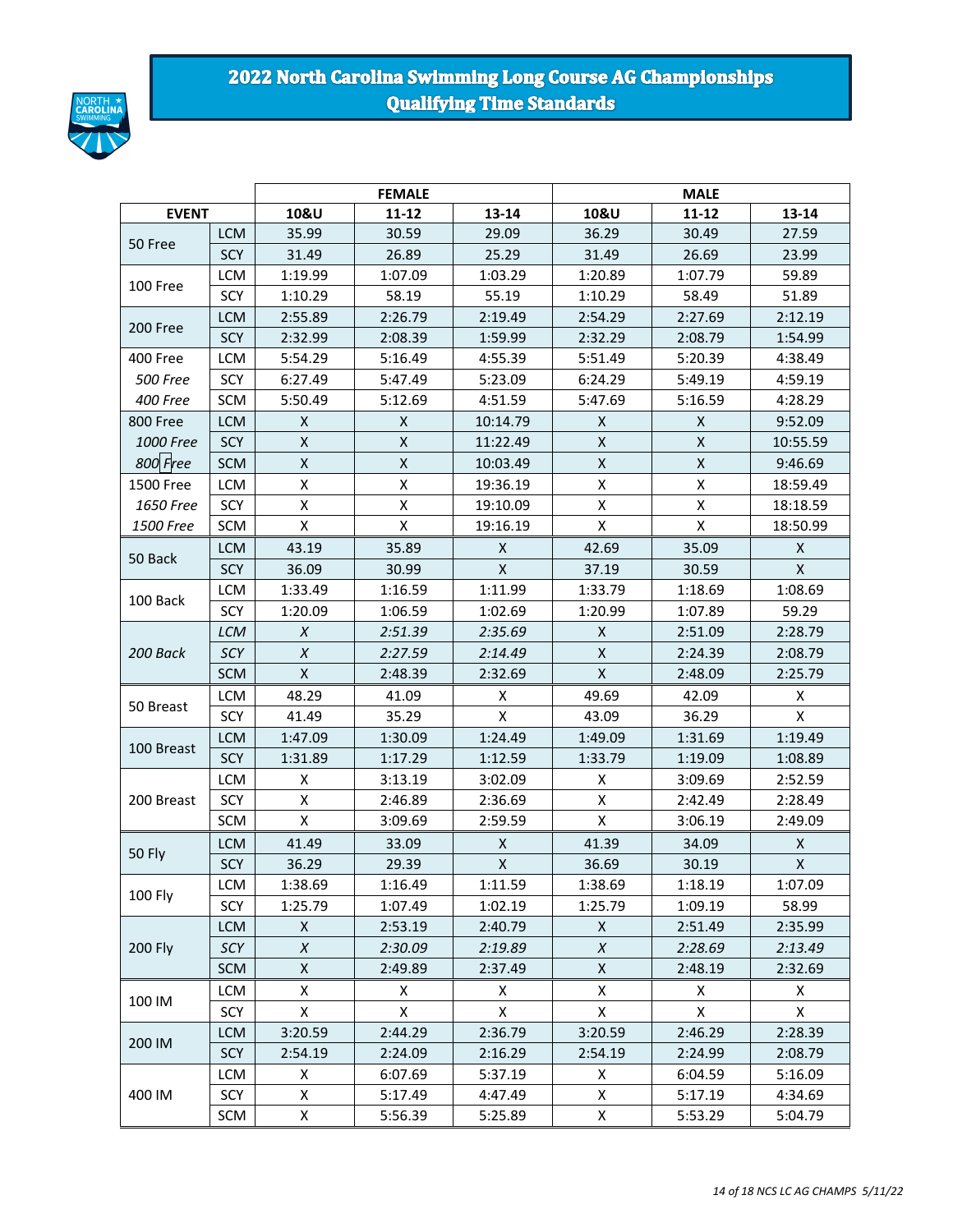# 2022 North Carolina Swimming Long Course AG Championships
## Qualifying Time Standards

| EVENT | | FEMALE | | | MALE | | |
|---|---|---|---|---|---|---|---|
| | | 10&U | 11-12 | 13-14 | 10&U | 11-12 | 13-14 |
| 50 Free | LCM | 35.99 | 30.59 | 29.09 | 36.29 | 30.49 | 27.59 |
| | SCY | 31.49 | 26.89 | 25.29 | 31.49 | 26.69 | 23.99 |
| 100 Free | LCM | 1:19.99 | 1:07.09 | 1:03.29 | 1:20.89 | 1:07.79 | 59.89 |
| | SCY | 1:10.29 | 58.19 | 55.19 | 1:10.29 | 58.49 | 51.89 |
| 200 Free | LCM | 2:55.89 | 2:26.79 | 2:19.49 | 2:54.29 | 2:27.69 | 2:12.19 |
| | SCY | 2:32.99 | 2:08.39 | 1:59.99 | 2:32.29 | 2:08.79 | 1:54.99 |
| 400 Free | LCM | 5:54.29 | 5:16.49 | 4:55.39 | 5:51.49 | 5:20.39 | 4:38.49 |
| *500 Free* | SCY | 6:27.49 | 5:47.49 | 5:23.09 | 6:24.29 | 5:49.19 | 4:59.19 |
| *400 Free* | SCM | 5:50.49 | 5:12.69 | 4:51.59 | 5:47.69 | 5:16.59 | 4:28.29 |
| 800 Free | LCM | X | X | 10:14.79 | X | X | 9:52.09 |
| *1000 Free* | SCY | X | X | 11:22.49 | X | X | 10:55.59 |
| *800 Free* | SCM | X | X | 10:03.49 | X | X | 9:46.69 |
| 1500 Free | LCM | X | X | 19:36.19 | X | X | 18:59.49 |
| *1650 Free* | SCY | X | X | 19:10.09 | X | X | 18:18.59 |
| *1500 Free* | SCM | X | X | 19:16.19 | X | X | 18:50.99 |
| 50 Back | LCM | 43.19 | 35.89 | X | 42.69 | 35.09 | X |
| | SCY | 36.09 | 30.99 | X | 37.19 | 30.59 | X |
| 100 Back | LCM | 1:33.49 | 1:16.59 | 1:11.99 | 1:33.79 | 1:18.69 | 1:08.69 |
| | SCY | 1:20.09 | 1:06.59 | 1:02.69 | 1:20.99 | 1:07.89 | 59.29 |
| *200 Back* | *LCM* | *X* | *2:51.39* | *2:35.69* | X | 2:51.09 | 2:28.79 |
| | *SCY* | *X* | *2:27.59* | *2:14.49* | X | 2:24.39 | 2:08.79 |
| | SCM | X | 2:48.39 | 2:32.69 | X | 2:48.09 | 2:25.79 |
| 50 Breast | LCM | 48.29 | 41.09 | X | 49.69 | 42.09 | X |
| | SCY | 41.49 | 35.29 | X | 43.09 | 36.29 | X |
| 100 Breast | LCM | 1:47.09 | 1:30.09 | 1:24.49 | 1:49.09 | 1:31.69 | 1:19.49 |
| | SCY | 1:31.89 | 1:17.29 | 1:12.59 | 1:33.79 | 1:19.09 | 1:08.89 |
| 200 Breast | LCM | X | 3:13.19 | 3:02.09 | X | 3:09.69 | 2:52.59 |
| | SCY | X | 2:46.89 | 2:36.69 | X | 2:42.49 | 2:28.49 |
| | SCM | X | 3:09.69 | 2:59.59 | X | 3:06.19 | 2:49.09 |
| 50 Fly | LCM | 41.49 | 33.09 | X | 41.39 | 34.09 | X |
| | SCY | 36.29 | 29.39 | X | 36.69 | 30.19 | X |
| 100 Fly | LCM | 1:38.69 | 1:16.49 | 1:11.59 | 1:38.69 | 1:18.19 | 1:07.09 |
| | SCY | 1:25.79 | 1:07.49 | 1:02.19 | 1:25.79 | 1:09.19 | 58.99 |
| 200 Fly | LCM | X | 2:53.19 | 2:40.79 | X | 2:51.49 | 2:35.99 |
| | *SCY* | *X* | *2:30.09* | *2:19.89* | *X* | *2:28.69* | *2:13.49* |
| | SCM | X | 2:49.89 | 2:37.49 | X | 2:48.19 | 2:32.69 |
| 100 IM | LCM | X | X | X | X | X | X |
| | SCY | X | X | X | X | X | X |
| 200 IM | LCM | 3:20.59 | 2:44.29 | 2:36.79 | 3:20.59 | 2:46.29 | 2:28.39 |
| | SCY | 2:54.19 | 2:24.09 | 2:16.29 | 2:54.19 | 2:24.99 | 2:08.79 |
| 400 IM | LCM | X | 6:07.69 | 5:37.19 | X | 6:04.59 | 5:16.09 |
| | SCY | X | 5:17.49 | 4:47.49 | X | 5:17.19 | 4:34.69 |
| | SCM | X | 5:56.39 | 5:25.89 | X | 5:53.29 | 5:04.79 |

*NCS LC AG CHAMPS 5/11/22*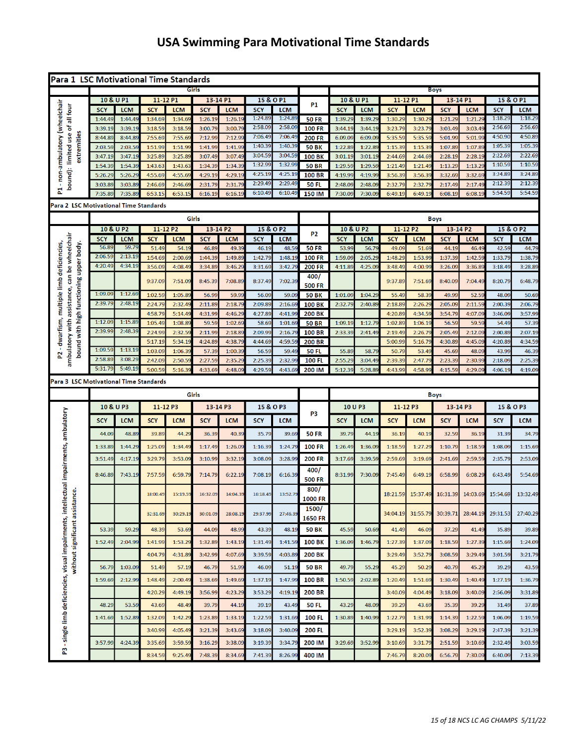# USA Swimming Para Motivational Time Standards

## Para 1 LSC Motivational Time Standards

P1 - non-ambulatory (wheelchair bound): limited use of all four extremities

| Girls 10 & U P1 SCY | Girls 10 & U P1 LCM | Girls 11-12 P1 SCY | Girls 11-12 P1 LCM | Girls 13-14 P1 SCY | Girls 13-14 P1 LCM | Girls 15 & O P1 SCY | Girls 15 & O P1 LCM | P1 | Boys 10 & U P1 SCY | Boys 10 & U P1 LCM | Boys 11-12 P1 SCY | Boys 11-12 P1 LCM | Boys 13-14 P1 SCY | Boys 13-14 P1 LCM | Boys 15 & O P1 SCY | Boys 15 & O P1 LCM |
|---|---|---|---|---|---|---|---|---|---|---|---|---|---|---|---|---|
| 1:44.49 | 1:44.49 | 1:34.69 | 1:34.69 | 1:26.19 | 1:26.19 | 1:24.89 | 1:24.89 | 50 FR | 1:39.29 | 1:39.29 | 1:30.29 | 1:30.29 | 1:21.29 | 1:21.29 | 1:18.29 | 1:18.29 |
| 3:39.19 | 3:39.19 | 3:18.59 | 3:18.59 | 3:00.79 | 3:00.79 | 2:58.09 | 2:58.09 | 100 FR | 3:44.19 | 3:44.19 | 3:23.79 | 3:23.79 | 3:03.49 | 3:03.49 | 2:56.69 | 2:56.69 |
| 8:44.89 | 8:44.89 | 7:55.69 | 7:55.69 | 7:12.99 | 7:12.99 | 7:06.49 | 7:06.49 | 200 FR | 6:09.09 | 6:09.09 | 5:35.59 | 5:35.59 | 5:01.99 | 5:01.99 | 4:50.90 | 4:50.89 |
| 2:03.59 | 2:03.59 | 1:51.99 | 1:51.99 | 1:41.99 | 1:41.99 | 1:40.39 | 1:40.39 | 50 BK | 1:22.89 | 1:22.89 | 1:15.39 | 1:15.39 | 1:07.89 | 1:07.89 | 1:05.39 | 1:05.39 |
| 3:47.19 | 3:47.19 | 3:25.89 | 3:25.89 | 3:07.49 | 3:07.49 | 3:04.59 | 3:04.59 | 100 BK | 3:01.19 | 3:01.19 | 2:44.69 | 2:44.69 | 2:28.19 | 2:28.19 | 2:22.69 | 2:22.69 |
| 1:54.39 | 1:54.39 | 1:43.63 | 1:43.63 | 1:34.39 | 1:34.39 | 1:32.99 | 1:32.99 | 50 BR | 1:29.59 | 1:29.59 | 1:21.49 | 1:21.49 | 1:13.29 | 1:13.29 | 1:10.59 | 1:10.59 |
| 5:26.29 | 5:26.29 | 4:55.69 | 4:55.69 | 4:29.19 | 4:29.19 | 4:25.19 | 4:25.19 | 100 BR | 4:19.99 | 4:19.99 | 3:56.39 | 3:56.39 | 3:32.69 | 3:32.69 | 3:24.89 | 3:24.89 |
| 3:03.89 | 3:03.89 | 2:46.69 | 2:46.69 | 2:31.79 | 2:31.79 | 2:29.49 | 2:29.49 | 50 FL | 2:48.09 | 2:48.09 | 2:32.79 | 2:32.79 | 2:17.49 | 2:17.49 | 2:12.39 | 2:12.39 |
| 7:35.89 | 7:35.89 | 6:53.15 | 6:53.15 | 6:16.19 | 6:16.19 | 6:10.49 | 6:10.49 | 150 IM | 7:30.09 | 7:30.09 | 6:49.19 | 6:49.19 | 6:08.19 | 6:08.19 | 5:54.59 | 5:54.59 |

## Para 2 LSC Motivational Time Standards

P2 - dwarfism, multiple limb deficiencies, ambulatory with assistance, can be wheelchair bound with high functioning upper body.

| Girls 10 & U P2 SCY | Girls 10 & U P2 LCM | Girls 11-12 P2 SCY | Girls 11-12 P2 LCM | Girls 13-14 P2 SCY | Girls 13-14 P2 LCM | Girls 15 & O P2 SCY | Girls 15 & O P2 LCM | P2 | Boys 10 & U P2 SCY | Boys 10 & U P2 LCM | Boys 11-12 P2 SCY | Boys 11-12 P2 LCM | Boys 13-14 P2 SCY | Boys 13-14 P2 LCM | Boys 15 & O P2 SCY | Boys 15 & O P2 LCM |
|---|---|---|---|---|---|---|---|---|---|---|---|---|---|---|---|---|
| 56.89 | 59.79 | 51.49 | 54.19 | 46.89 | 49.39 | 46.19 | 48.59 | 50 FR | 53.99 | 56.79 | 49.09 | 51.69 | 44.19 | 46.49 | 42.59 | 44.79 |
| 2:06.59 | 2:13.19 | 1:54.69 | 2:00.69 | 1:44.39 | 1:49.89 | 1:42.79 | 1:48.19 | 100 FR | 1:59.09 | 2:05.29 | 1:48.29 | 1:53.99 | 1:37.39 | 1:42.59 | 1:33.79 | 1:38.79 |
| 4:20.49 | 4:34.19 | 3:56.09 | 4:08.49 | 3:34.89 | 3:46.29 | 3:31.69 | 3:42.79 | 200 FR | 4:11.89 | 4:25.09 | 3:48.49 | 4:00.99 | 3:26.09 | 3:36.89 | 3:18.49 | 3:28.89 |
| | | 9:37.09 | 7:51.09 | 8:45.39 | 7:08.89 | 8:37.49 | 7:02.39 | 400/500 FR | | | 9:37.89 | 7:51.69 | 8:40.09 | 7:04.49 | 8:20.79 | 6:48.79 |
| 1:09.09 | 1:12.69 | 1:02.59 | 1:05.89 | 56.99 | 59.99 | 56.09 | 59.09 | 50 BK | 1:01.09 | 1:04.29 | 55.49 | 58.39 | 49.99 | 52.59 | 48.09 | 50.69 |
| 2:39.79 | 2:48.19 | 2:24.79 | 2:32.49 | 2:11.89 | 2:18.79 | 2:09.89 | 2:16.69 | 100 BK | 2:32.79 | 2:40.89 | 2:18.89 | 2:26.29 | 2:05.09 | 2:11.59 | 2:00.39 | 2:06.79 |
| | | 4:58.79 | 5:14.49 | 4:31.99 | 4:46.29 | 4:27.89 | 4:41.99 | 200 BK | | | 4:20.89 | 4:34.59 | 3:54.79 | 4:07.09 | 3:46.09 | 3:57.99 |
| 1:12.09 | 1:15.89 | 1:05.49 | 1:08.89 | 59.59 | 1:02.69 | 58.69 | 1:01.69 | 50 BR | 1:09.19 | 1:12.79 | 1:02.89 | 1:06.19 | 56.59 | 59.59 | 54.49 | 57.39 |
| 2:39.99 | 2:48.39 | 2:24.99 | 2:32.59 | 2:11.99 | 2:18.79 | 2:09.99 | 2:16.79 | 100 BR | 2:33.39 | 2:41.49 | 2:19.49 | 2:26.79 | 2:05.49 | 2:12.09 | 2:00.89 | 2:07.19 |
| | | 5:17.19 | 5:34.19 | 4:24.89 | 4:38.79 | 4:44.69 | 4:59.59 | 200 BR | | | 5:00.99 | 5:16.79 | 4:30.89 | 4:45.09 | 4:20.89 | 4:34.59 |
| 1:09.59 | 1:13.19 | 1:03.09 | 1:06.39 | 57.39 | 1:00.39 | 56.59 | 59.49 | 50 FL | 55.89 | 58.79 | 50.79 | 53.49 | 45.69 | 48.09 | 43.99 | 46.39 |
| 2:58.89 | 3:08.29 | 2:42.09 | 2:50.59 | 2:27.59 | 2:35.29 | 2:25.39 | 2:32.99 | 100 FL | 2:55.29 | 3:04.49 | 2:39.39 | 2:47.79 | 2:23.39 | 2:30.99 | 2:18.09 | 2:25.39 |
| 5:31.79 | 5:49.19 | 5:00.59 | 5:16.39 | 4:33.69 | 4:48.09 | 4:29.59 | 4:43.69 | 200 IM | 5:12.39 | 5:28.89 | 4:43.99 | 4:58.99 | 4:15.59 | 4:29.09 | 4:06.19 | 4:19.09 |

## Para 3 LSC Motivational Time Standards

P3 - single limb deficiencies, visual impairments, intellectual impairments, ambulatory without significant assistance.

| Girls 10 & U P3 SCY | Girls 10 & U P3 LCM | Girls 11-12 P3 SCY | Girls 11-12 P3 LCM | Girls 13-14 P3 SCY | Girls 13-14 P3 LCM | Girls 15 & O P3 SCY | Girls 15 & O P3 LCM | P3 | Boys 10 U P3 SCY | Boys 10 U P3 LCM | Boys 11-12 P3 SCY | Boys 11-12 P3 LCM | Boys 13-14 P3 SCY | Boys 13-14 P3 LCM | Boys 15 & O P3 SCY | Boys 15 & O P3 LCM |
|---|---|---|---|---|---|---|---|---|---|---|---|---|---|---|---|---|
| 44.09 | 48.89 | 39.89 | 44.29 | 36.39 | 40.39 | 35.79 | 39.69 | 50 FR | 39.79 | 44.19 | 36.19 | 40.19 | 32.59 | 36.19 | 31.39 | 34.79 |
| 1:33.89 | 1:44.29 | 1:25.09 | 1:34.49 | 1:17.49 | 1:26.09 | 1:16.39 | 1:24.79 | 100 FR | 1:26.49 | 1:36.09 | 1:18.59 | 1:27.29 | 1:10.79 | 1:18.59 | 1:08.09 | 1:15.69 |
| 3:51.49 | 4:17.19 | 3:29.79 | 3:53.09 | 3:10.99 | 3:32.19 | 3:08.09 | 3:28.99 | 200 FR | 3:17.69 | 3:39.59 | 2:59.69 | 3:19.69 | 2:41.69 | 2:59.59 | 2:35.79 | 2:53.09 |
| 8:46.89 | 7:43.19 | 7:57.59 | 6:59.79 | 7:14.79 | 6:22.19 | 7:08.19 | 6:16.39 | 400/500 FR | 8:31.99 | 7:30.09 | 7:45.49 | 6:49.19 | 6:58.99 | 6:08.29 | 6:43.49 | 5:54.69 |
| | | 18:00.49 | 15:19.59 | 16:32.09 | 14:04.39 | 16:18.49 | 13:52.79 | 800/1000 FR | | | 18:21.59 | 15:37.49 | 16:31.39 | 14:03.69 | 15:54.69 | 13:32.49 |
| | | 32:31.69 | 30:29.19 | 30:01.09 | 28:08.19 | 29:37.99 | 27:46.39 | 1500/1650 FR | | | 34:04.19 | 31:55.79 | 30:39.71 | 28:44.19 | 29:31.53 | 27:40.29 |
| 53.39 | 59.29 | 48.39 | 53.69 | 44.09 | 48.99 | 43.39 | 48.19 | 50 BK | 45.59 | 50.69 | 41.49 | 46.09 | 37.29 | 41.49 | 35.89 | 39.89 |
| 1:52.49 | 2:04.99 | 1:41.99 | 1:53.29 | 1:32.89 | 1:43.19 | 1:31.49 | 1:41.59 | 100 BK | 1:36.09 | 1:46.79 | 1:27.39 | 1:37.09 | 1:18.59 | 1:27.39 | 1:15.69 | 1:24.09 |
| | | 4:04.79 | 4:31.89 | 3:42.99 | 4:07.69 | 3:39.59 | 4:03.89 | 200 BK | | | 3:29.49 | 3:52.79 | 3:08.59 | 3:29.49 | 3:01.59 | 3:21.79 |
| 56.79 | 1:03.09 | 51.49 | 57.19 | 46.79 | 51.99 | 46.09 | 51.19 | 50 BR | 49.79 | 55.29 | 45.29 | 50.29 | 40.79 | 45.29 | 39.29 | 43.59 |
| 1:59.69 | 2:12.99 | 1:48.49 | 2:00.49 | 1:38.69 | 1:49.69 | 1:37.19 | 1:47.99 | 100 BR | 1:50.59 | 2:02.89 | 1:20.49 | 1:51.69 | 1:30.49 | 1:40.49 | 1:27.19 | 1:36.79 |
| | | 4:20.29 | 4:49.19 | 3:56.99 | 4:23.29 | 3:53.29 | 4:19.19 | 200 BR | | | 3:40.09 | 4:04.49 | 3:18.09 | 3:40.09 | 2:56.09 | 3:31.89 |
| 48.29 | 53.59 | 43.69 | 48.49 | 39.79 | 44.19 | 39.19 | 43.49 | 50 FL | 43.29 | 48.09 | 39.29 | 43.69 | 35.39 | 39.29 | 31.49 | 37.89 |
| 1:41.69 | 1:52.89 | 1:32.09 | 1:42.29 | 1:23.89 | 1:33.19 | 1:22.59 | 1:31.69 | 100 FL | 1:30.89 | 1:40.99 | 1:22.79 | 1:31.99 | 1:14.39 | 1:22.59 | 1:06.09 | 1:19.59 |
| | | 3:40.99 | 4:05.49 | 3:21.39 | 3:43.69 | 3:18.09 | 3:40.09 | 200 FL | | | 3:29.19 | 3:52.39 | 3:08.29 | 3:29.19 | 2:47.39 | 3:21.39 |
| 3:57.99 | 4:24.39 | 3:35.69 | 3:59.59 | 3:16.29 | 3:38.09 | 3:19.39 | 3:34.79 | 200 IM | 3:29.69 | 3:52.99 | 3:10.69 | 3:31.79 | 2:51.59 | 3:10.69 | 2:32.49 | 3:03.59 |
| | | 8:34.59 | 9:25.49 | 7:48.39 | 8:34.69 | 7:41.39 | 8:26.99 | 400 IM | | | 7:46.79 | 8:20.09 | 6:56.79 | 7:30.09 | 6:40.09 | 7:13.39 |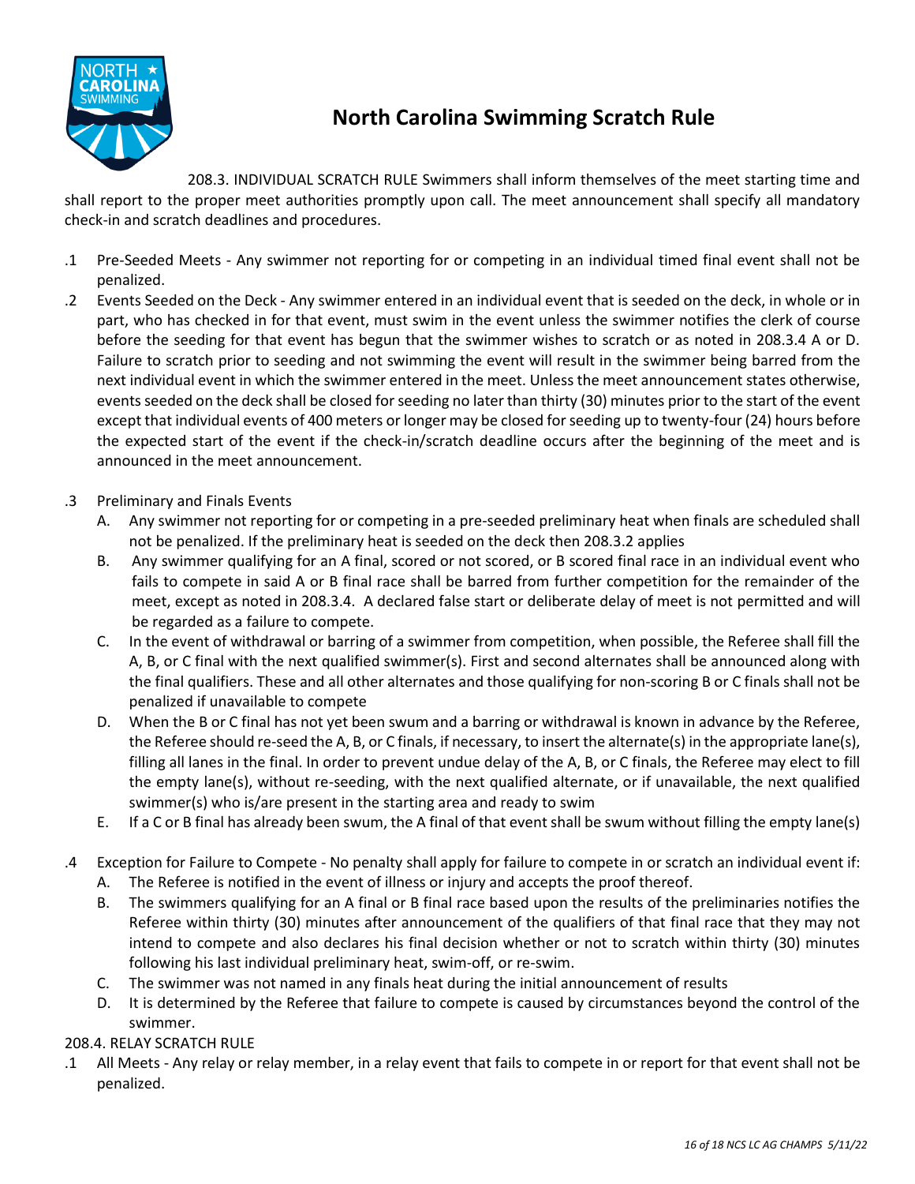# North Carolina Swimming Scratch Rule

208.3. INDIVIDUAL SCRATCH RULE Swimmers shall inform themselves of the meet starting time and shall report to the proper meet authorities promptly upon call. The meet announcement shall specify all mandatory check-in and scratch deadlines and procedures.

.1 Pre-Seeded Meets - Any swimmer not reporting for or competing in an individual timed final event shall not be penalized.

.2 Events Seeded on the Deck - Any swimmer entered in an individual event that is seeded on the deck, in whole or in part, who has checked in for that event, must swim in the event unless the swimmer notifies the clerk of course before the seeding for that event has begun that the swimmer wishes to scratch or as noted in 208.3.4 A or D. Failure to scratch prior to seeding and not swimming the event will result in the swimmer being barred from the next individual event in which the swimmer entered in the meet. Unless the meet announcement states otherwise, events seeded on the deck shall be closed for seeding no later than thirty (30) minutes prior to the start of the event except that individual events of 400 meters or longer may be closed for seeding up to twenty-four (24) hours before the expected start of the event if the check-in/scratch deadline occurs after the beginning of the meet and is announced in the meet announcement.

.3 Preliminary and Finals Events

A. Any swimmer not reporting for or competing in a pre-seeded preliminary heat when finals are scheduled shall not be penalized. If the preliminary heat is seeded on the deck then 208.3.2 applies

B. Any swimmer qualifying for an A final, scored or not scored, or B scored final race in an individual event who fails to compete in said A or B final race shall be barred from further competition for the remainder of the meet, except as noted in 208.3.4. A declared false start or deliberate delay of meet is not permitted and will be regarded as a failure to compete.

C. In the event of withdrawal or barring of a swimmer from competition, when possible, the Referee shall fill the A, B, or C final with the next qualified swimmer(s). First and second alternates shall be announced along with the final qualifiers. These and all other alternates and those qualifying for non-scoring B or C finals shall not be penalized if unavailable to compete

D. When the B or C final has not yet been swum and a barring or withdrawal is known in advance by the Referee, the Referee should re-seed the A, B, or C finals, if necessary, to insert the alternate(s) in the appropriate lane(s), filling all lanes in the final. In order to prevent undue delay of the A, B, or C finals, the Referee may elect to fill the empty lane(s), without re-seeding, with the next qualified alternate, or if unavailable, the next qualified swimmer(s) who is/are present in the starting area and ready to swim

E. If a C or B final has already been swum, the A final of that event shall be swum without filling the empty lane(s)

.4 Exception for Failure to Compete - No penalty shall apply for failure to compete in or scratch an individual event if:

A. The Referee is notified in the event of illness or injury and accepts the proof thereof.

B. The swimmers qualifying for an A final or B final race based upon the results of the preliminaries notifies the Referee within thirty (30) minutes after announcement of the qualifiers of that final race that they may not intend to compete and also declares his final decision whether or not to scratch within thirty (30) minutes following his last individual preliminary heat, swim-off, or re-swim.

C. The swimmer was not named in any finals heat during the initial announcement of results

D. It is determined by the Referee that failure to compete is caused by circumstances beyond the control of the swimmer.

208.4. RELAY SCRATCH RULE

.1 All Meets - Any relay or relay member, in a relay event that fails to compete in or report for that event shall not be penalized.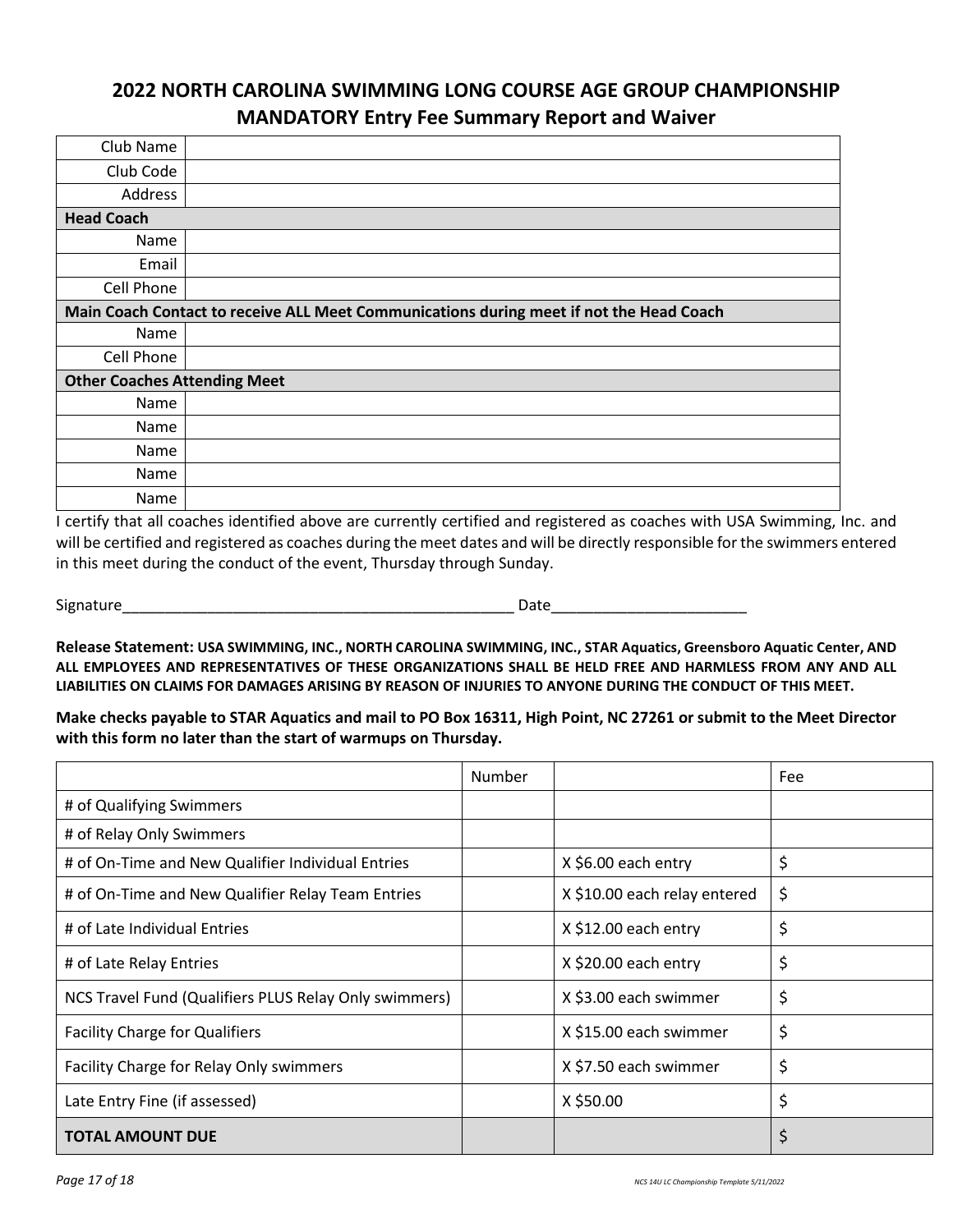## 2022 NORTH CAROLINA SWIMMING LONG COURSE AGE GROUP CHAMPIONSHIP MANDATORY Entry Fee Summary Report and Waiver

| | |
|---|---|
| Club Name | |
| Club Code | |
| Address | |
| **Head Coach** | |
| Name | |
| Email | |
| Cell Phone | |
| **Main Coach Contact to receive ALL Meet Communications during meet if not the Head Coach** | |
| Name | |
| Cell Phone | |
| **Other Coaches Attending Meet** | |
| Name | |
| Name | |
| Name | |
| Name | |
| Name | |

I certify that all coaches identified above are currently certified and registered as coaches with USA Swimming, Inc. and will be certified and registered as coaches during the meet dates and will be directly responsible for the swimmers entered in this meet during the conduct of the event, Thursday through Sunday.

Signature_______________________________________________ Date_______________________

**Release Statement: USA SWIMMING, INC., NORTH CAROLINA SWIMMING, INC., STAR Aquatics, Greensboro Aquatic Center, AND ALL EMPLOYEES AND REPRESENTATIVES OF THESE ORGANIZATIONS SHALL BE HELD FREE AND HARMLESS FROM ANY AND ALL LIABILITIES ON CLAIMS FOR DAMAGES ARISING BY REASON OF INJURIES TO ANYONE DURING THE CONDUCT OF THIS MEET.**

**Make checks payable to STAR Aquatics and mail to PO Box 16311, High Point, NC 27261 or submit to the Meet Director with this form no later than the start of warmups on Thursday.**

| | Number | | Fee |
|---|---|---|---|
| # of Qualifying Swimmers | | | |
| # of Relay Only Swimmers | | | |
| # of On-Time and New Qualifier Individual Entries | | X $6.00 each entry | $ |
| # of On-Time and New Qualifier Relay Team Entries | | X $10.00 each relay entered | $ |
| # of Late Individual Entries | | X $12.00 each entry | $ |
| # of Late Relay Entries | | X $20.00 each entry | $ |
| NCS Travel Fund (Qualifiers PLUS Relay Only swimmers) | | X $3.00 each swimmer | $ |
| Facility Charge for Qualifiers | | X $15.00 each swimmer | $ |
| Facility Charge for Relay Only swimmers | | X $7.50 each swimmer | $ |
| Late Entry Fine (if assessed) | | X $50.00 | $ |
| **TOTAL AMOUNT DUE** | | | $ |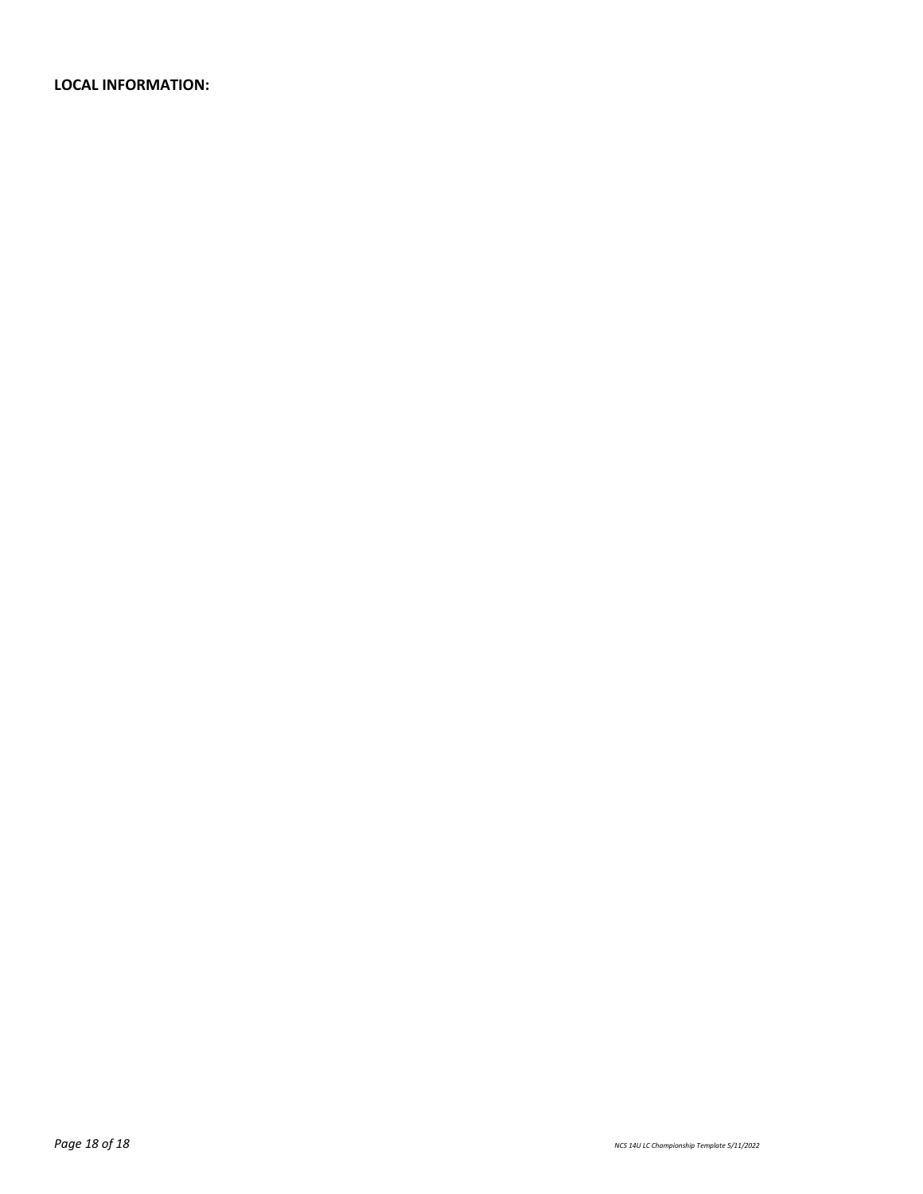**LOCAL INFORMATION:**